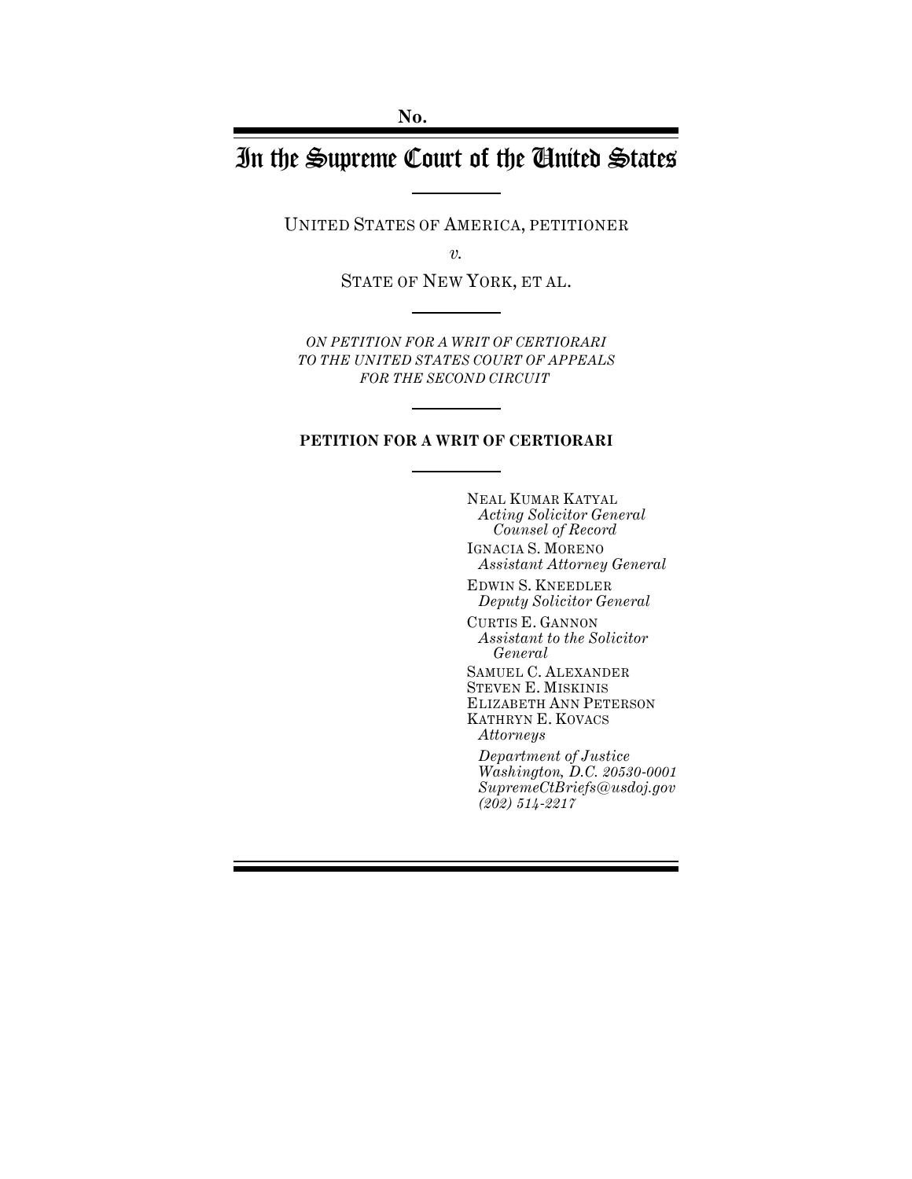No.

# In the Supreme Court of the United States

UNITED STATES OF AMERICA, PETITIONER

*v.*

STATE OF NEW YORK, ET AL.

*ON PETITION FOR A WRIT OF CERTIORARI TO THE UNITED STATES COURT OF APPEALS FOR THE SECOND CIRCUIT*

**PETITION FOR A WRIT OF CERTIORARI**

NEAL KUMAR KATYAL
*Acting Solicitor General*
*Counsel of Record*

IGNACIA S. MORENO
*Assistant Attorney General*

EDWIN S. KNEEDLER
*Deputy Solicitor General*

CURTIS E. GANNON
*Assistant to the Solicitor General*

SAMUEL C. ALEXANDER
STEVEN E. MISKINIS
ELIZABETH ANN PETERSON
KATHRYN E. KOVACS
*Attorneys*

*Department of Justice*
*Washington, D.C. 20530-0001*
*SupremeCtBriefs@usdoj.gov*
*(202) 514-2217*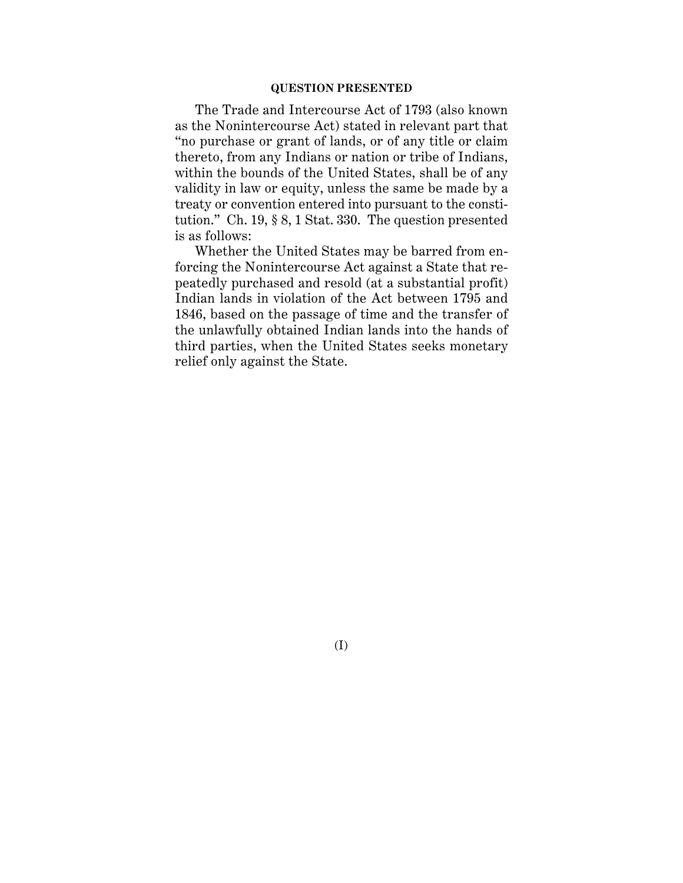## QUESTION PRESENTED

The Trade and Intercourse Act of 1793 (also known as the Nonintercourse Act) stated in relevant part that "no purchase or grant of lands, or of any title or claim thereto, from any Indians or nation or tribe of Indians, within the bounds of the United States, shall be of any validity in law or equity, unless the same be made by a treaty or convention entered into pursuant to the constitution." Ch. 19, § 8, 1 Stat. 330. The question presented is as follows:

Whether the United States may be barred from enforcing the Nonintercourse Act against a State that repeatedly purchased and resold (at a substantial profit) Indian lands in violation of the Act between 1795 and 1846, based on the passage of time and the transfer of the unlawfully obtained Indian lands into the hands of third parties, when the United States seeks monetary relief only against the State.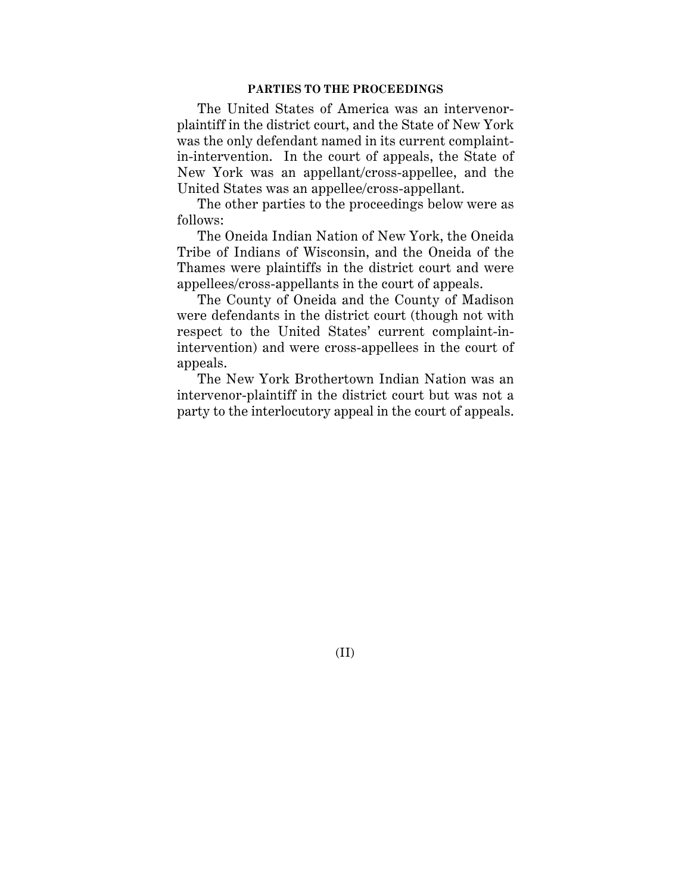## PARTIES TO THE PROCEEDINGS

The United States of America was an intervenor-plaintiff in the district court, and the State of New York was the only defendant named in its current complaint-in-intervention. In the court of appeals, the State of New York was an appellant/cross-appellee, and the United States was an appellee/cross-appellant.

The other parties to the proceedings below were as follows:

The Oneida Indian Nation of New York, the Oneida Tribe of Indians of Wisconsin, and the Oneida of the Thames were plaintiffs in the district court and were appellees/cross-appellants in the court of appeals.

The County of Oneida and the County of Madison were defendants in the district court (though not with respect to the United States' current complaint-in-intervention) and were cross-appellees in the court of appeals.

The New York Brothertown Indian Nation was an intervenor-plaintiff in the district court but was not a party to the interlocutory appeal in the court of appeals.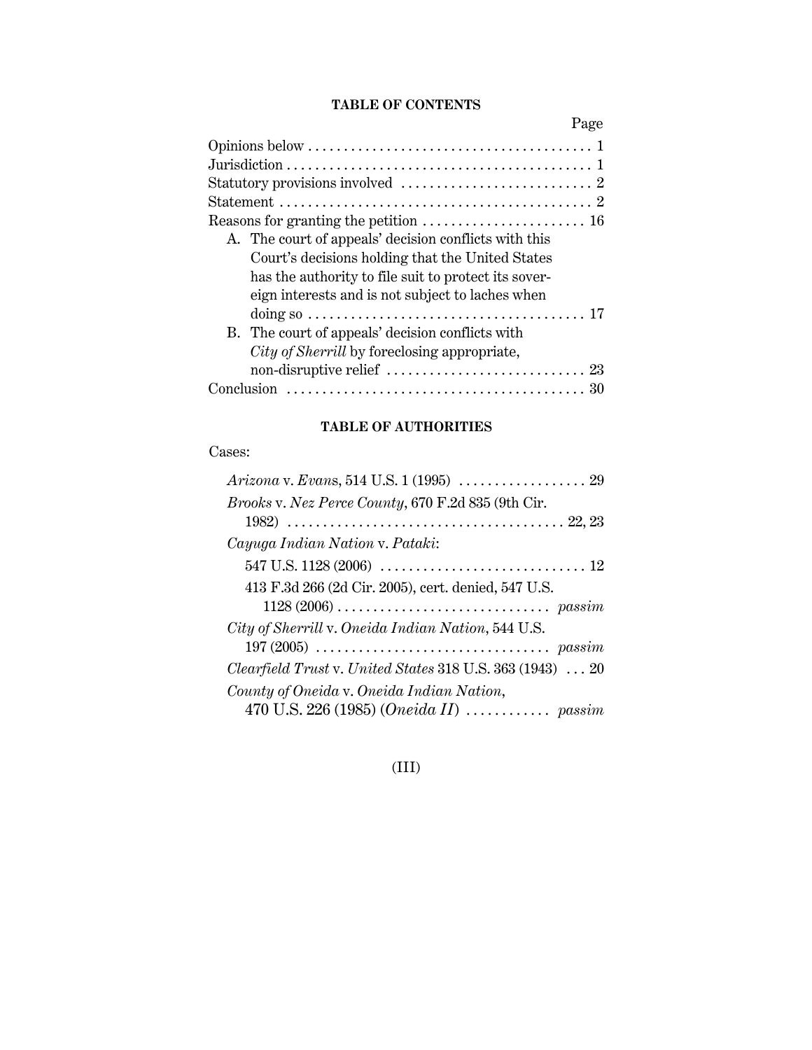## TABLE OF CONTENTS

| | Page |
|---|---|
| Opinions below | 1 |
| Jurisdiction | 1 |
| Statutory provisions involved | 2 |
| Statement | 2 |
| Reasons for granting the petition | 16 |
| A. The court of appeals' decision conflicts with this Court's decisions holding that the United States has the authority to file suit to protect its sovereign interests and is not subject to laches when doing so | 17 |
| B. The court of appeals' decision conflicts with *City of Sherrill* by foreclosing appropriate, non-disruptive relief | 23 |
| Conclusion | 30 |

## TABLE OF AUTHORITIES

Cases:

*Arizona* v. *Evans*, 514 U.S. 1 (1995) ... 29

*Brooks* v. *Nez Perce County*, 670 F.2d 835 (9th Cir. 1982) ... 22, 23

*Cayuga Indian Nation* v. *Pataki*:

- 547 U.S. 1128 (2006) ... 12
- 413 F.3d 266 (2d Cir. 2005), cert. denied, 547 U.S. 1128 (2006) ... *passim*

*City of Sherrill* v. *Oneida Indian Nation*, 544 U.S. 197 (2005) ... *passim*

*Clearfield Trust* v. *United States* 318 U.S. 363 (1943) ... 20

*County of Oneida* v. *Oneida Indian Nation*, 470 U.S. 226 (1985) (*Oneida II*) ... *passim*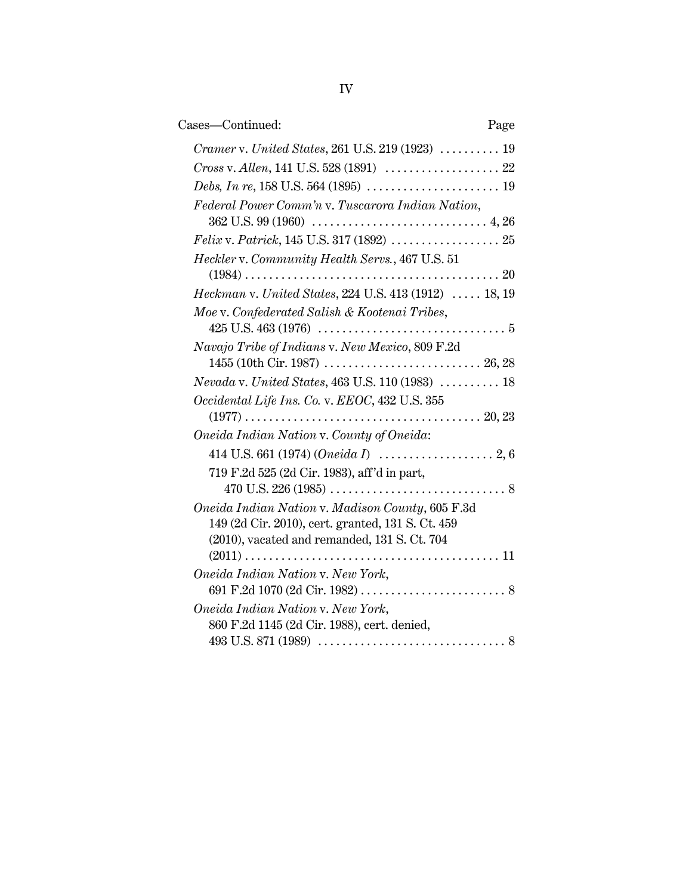Cases—Continued: Page

*Cramer* v. *United States*, 261 U.S. 219 (1923) .......... 19

*Cross* v. *Allen*, 141 U.S. 528 (1891) .................. 22

*Debs, In re*, 158 U.S. 564 (1895) ...................... 19

*Federal Power Comm'n* v. *Tuscarora Indian Nation*, 362 U.S. 99 (1960) ............................ 4, 26

*Felix* v. *Patrick*, 145 U.S. 317 (1892) .................. 25

*Heckler* v. *Community Health Servs.*, 467 U.S. 51 (1984) ........................................ 20

*Heckman* v. *United States*, 224 U.S. 413 (1912) ..... 18, 19

*Moe* v. *Confederated Salish & Kootenai Tribes*, 425 U.S. 463 (1976) ............................... 5

*Navajo Tribe of Indians* v. *New Mexico*, 809 F.2d 1455 (10th Cir. 1987) ........................ 26, 28

*Nevada* v. *United States*, 463 U.S. 110 (1983) .......... 18

*Occidental Life Ins. Co.* v. *EEOC*, 432 U.S. 355 (1977) .................................... 20, 23

*Oneida Indian Nation* v. *County of Oneida*:

414 U.S. 661 (1974) (*Oneida I*) .................. 2, 6

719 F.2d 525 (2d Cir. 1983), aff'd in part, 470 U.S. 226 (1985) ............................ 8

*Oneida Indian Nation* v. *Madison County*, 605 F.3d 149 (2d Cir. 2010), cert. granted, 131 S. Ct. 459 (2010), vacated and remanded, 131 S. Ct. 704 (2011) ........................................ 11

*Oneida Indian Nation* v. *New York*, 691 F.2d 1070 (2d Cir. 1982) ........................ 8

*Oneida Indian Nation* v. *New York*, 860 F.2d 1145 (2d Cir. 1988), cert. denied, 493 U.S. 871 (1989) ............................... 8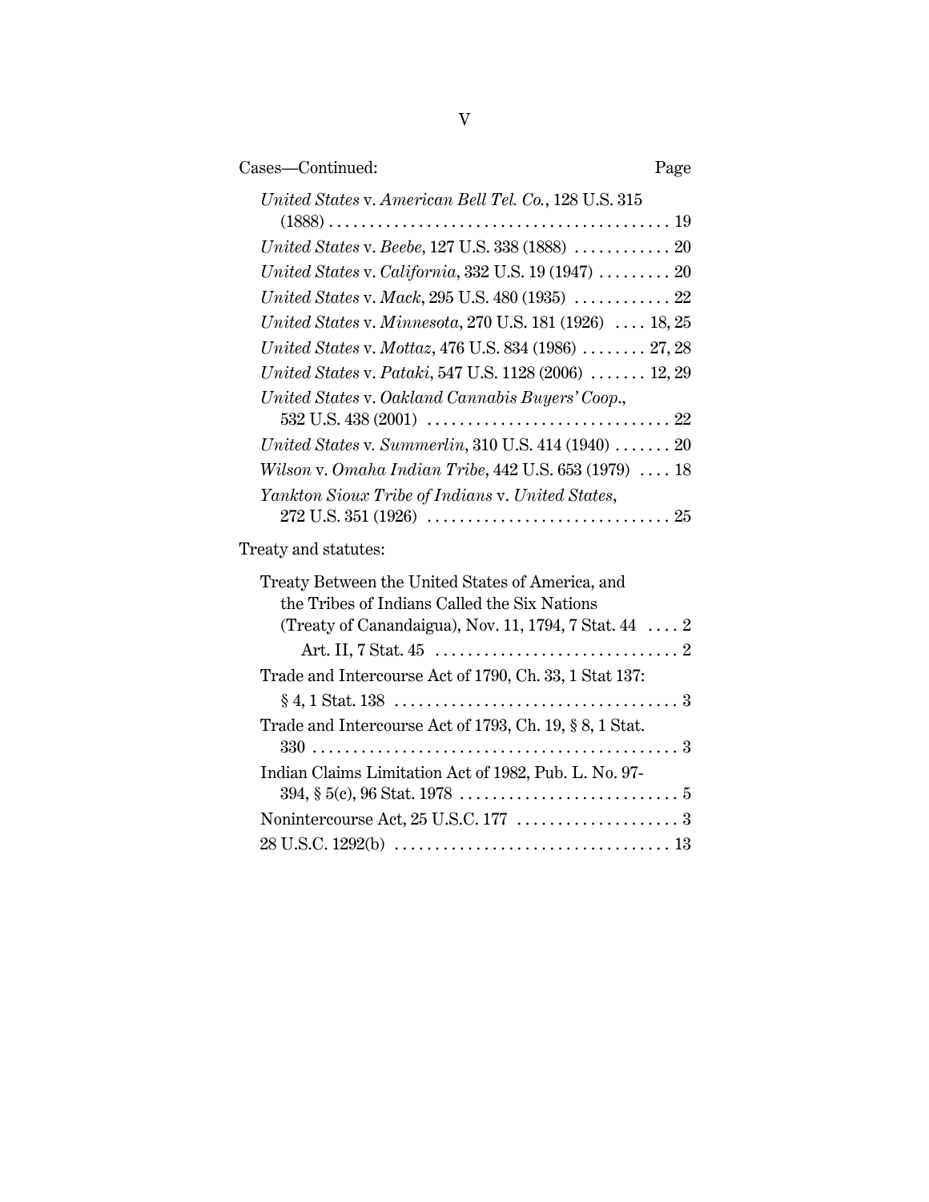Cases—Continued: Page

*United States* v. *American Bell Tel. Co.*, 128 U.S. 315 (1888) . . . . . . . . . . . . . . . . . . . . . . . . . . . . . . . . . . . . . . . . . . 19

*United States* v. *Beebe*, 127 U.S. 338 (1888) . . . . . . . . . . . . 20

*United States* v. *California*, 332 U.S. 19 (1947) . . . . . . . . . 20

*United States* v. *Mack*, 295 U.S. 480 (1935) . . . . . . . . . . . . 22

*United States* v. *Minnesota*, 270 U.S. 181 (1926) . . . . 18, 25

*United States* v. *Mottaz*, 476 U.S. 834 (1986) . . . . . . . . 27, 28

*United States* v. *Pataki*, 547 U.S. 1128 (2006) . . . . . . . 12, 29

*United States* v. *Oakland Cannabis Buyers' Coop.*, 532 U.S. 438 (2001) . . . . . . . . . . . . . . . . . . . . . . . . . . . . . . 22

*United States* v. *Summerlin*, 310 U.S. 414 (1940) . . . . . . . 20

*Wilson* v. *Omaha Indian Tribe*, 442 U.S. 653 (1979) . . . . 18

*Yankton Sioux Tribe of Indians* v. *United States*, 272 U.S. 351 (1926) . . . . . . . . . . . . . . . . . . . . . . . . . . . . . . 25

Treaty and statutes:

Treaty Between the United States of America, and the Tribes of Indians Called the Six Nations (Treaty of Canandaigua), Nov. 11, 1794, 7 Stat. 44 . . . . 2

Art. II, 7 Stat. 45 . . . . . . . . . . . . . . . . . . . . . . . . . . . . . . 2

Trade and Intercourse Act of 1790, Ch. 33, 1 Stat 137:

§ 4, 1 Stat. 138 . . . . . . . . . . . . . . . . . . . . . . . . . . . . . . . . . . . 3

Trade and Intercourse Act of 1793, Ch. 19, § 8, 1 Stat. 330 . . . . . . . . . . . . . . . . . . . . . . . . . . . . . . . . . . . . . . . . . . . . . 3

Indian Claims Limitation Act of 1982, Pub. L. No. 97-394, § 5(c), 96 Stat. 1978 . . . . . . . . . . . . . . . . . . . . . . . . . . . 5

Nonintercourse Act, 25 U.S.C. 177 . . . . . . . . . . . . . . . . . . . . 3

28 U.S.C. 1292(b) . . . . . . . . . . . . . . . . . . . . . . . . . . . . . . . . . . 13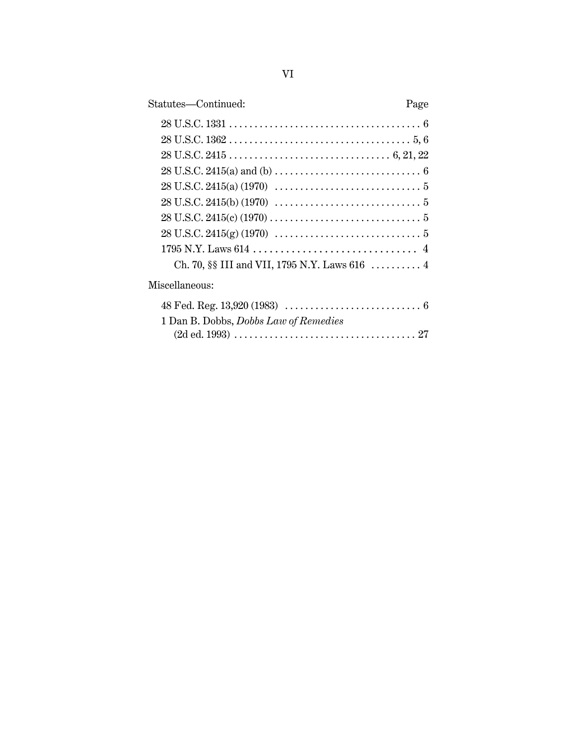| Statutes—Continued: | Page |
|---|---|
| 28 U.S.C. 1331 | 6 |
| 28 U.S.C. 1362 | 5, 6 |
| 28 U.S.C. 2415 | 6, 21, 22 |
| 28 U.S.C. 2415(a) and (b) | 6 |
| 28 U.S.C. 2415(a) (1970) | 5 |
| 28 U.S.C. 2415(b) (1970) | 5 |
| 28 U.S.C. 2415(c) (1970) | 5 |
| 28 U.S.C. 2415(g) (1970) | 5 |
| 1795 N.Y. Laws 614 | 4 |
| Ch. 70, §§ III and VII, 1795 N.Y. Laws 616 | 4 |

| Miscellaneous: | Page |
|---|---|
| 48 Fed. Reg. 13,920 (1983) | 6 |
| 1 Dan B. Dobbs, *Dobbs Law of Remedies* (2d ed. 1993) | 27 |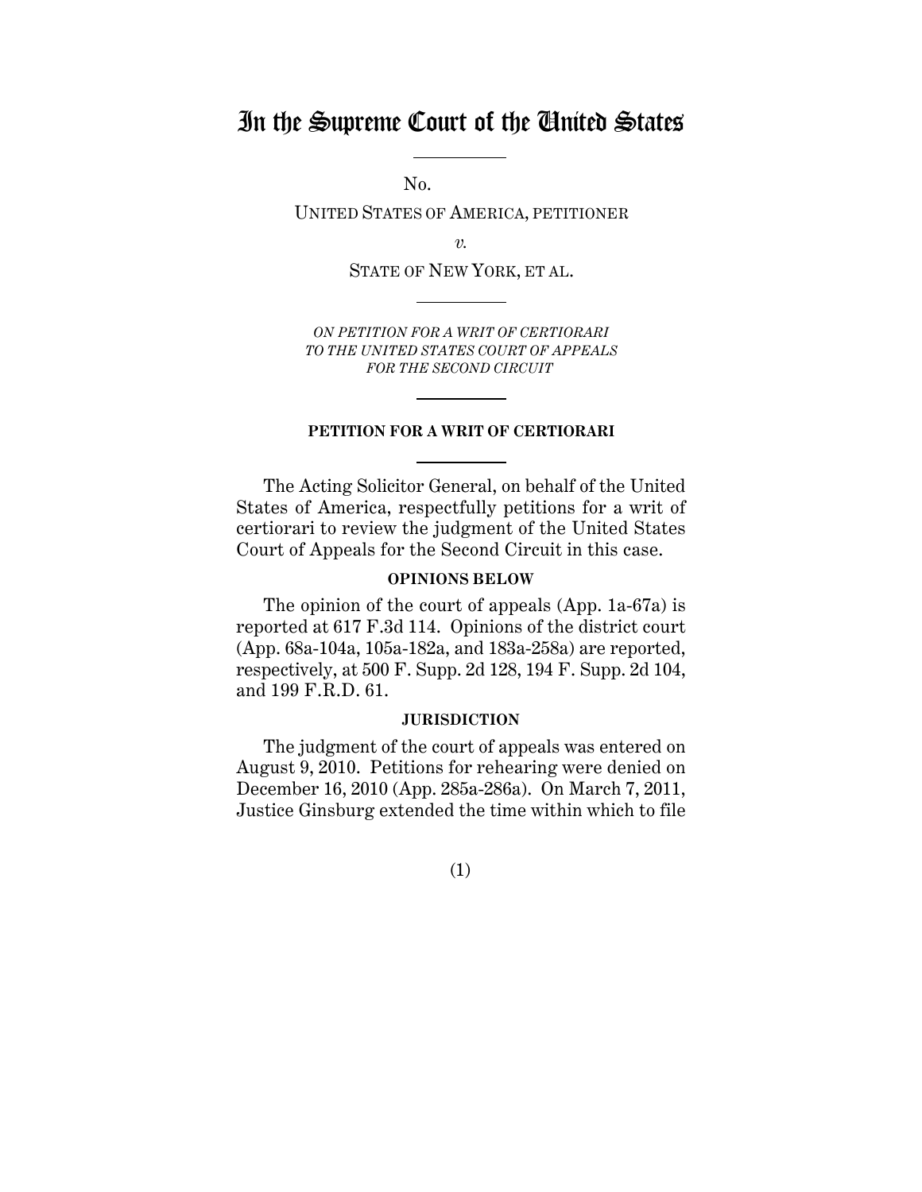# In the Supreme Court of the United States

No.

UNITED STATES OF AMERICA, PETITIONER

*v.*

STATE OF NEW YORK, ET AL.

*ON PETITION FOR A WRIT OF CERTIORARI TO THE UNITED STATES COURT OF APPEALS FOR THE SECOND CIRCUIT*

**PETITION FOR A WRIT OF CERTIORARI**

The Acting Solicitor General, on behalf of the United States of America, respectfully petitions for a writ of certiorari to review the judgment of the United States Court of Appeals for the Second Circuit in this case.

**OPINIONS BELOW**

The opinion of the court of appeals (App. 1a-67a) is reported at 617 F.3d 114. Opinions of the district court (App. 68a-104a, 105a-182a, and 183a-258a) are reported, respectively, at 500 F. Supp. 2d 128, 194 F. Supp. 2d 104, and 199 F.R.D. 61.

**JURISDICTION**

The judgment of the court of appeals was entered on August 9, 2010. Petitions for rehearing were denied on December 16, 2010 (App. 285a-286a). On March 7, 2011, Justice Ginsburg extended the time within which to file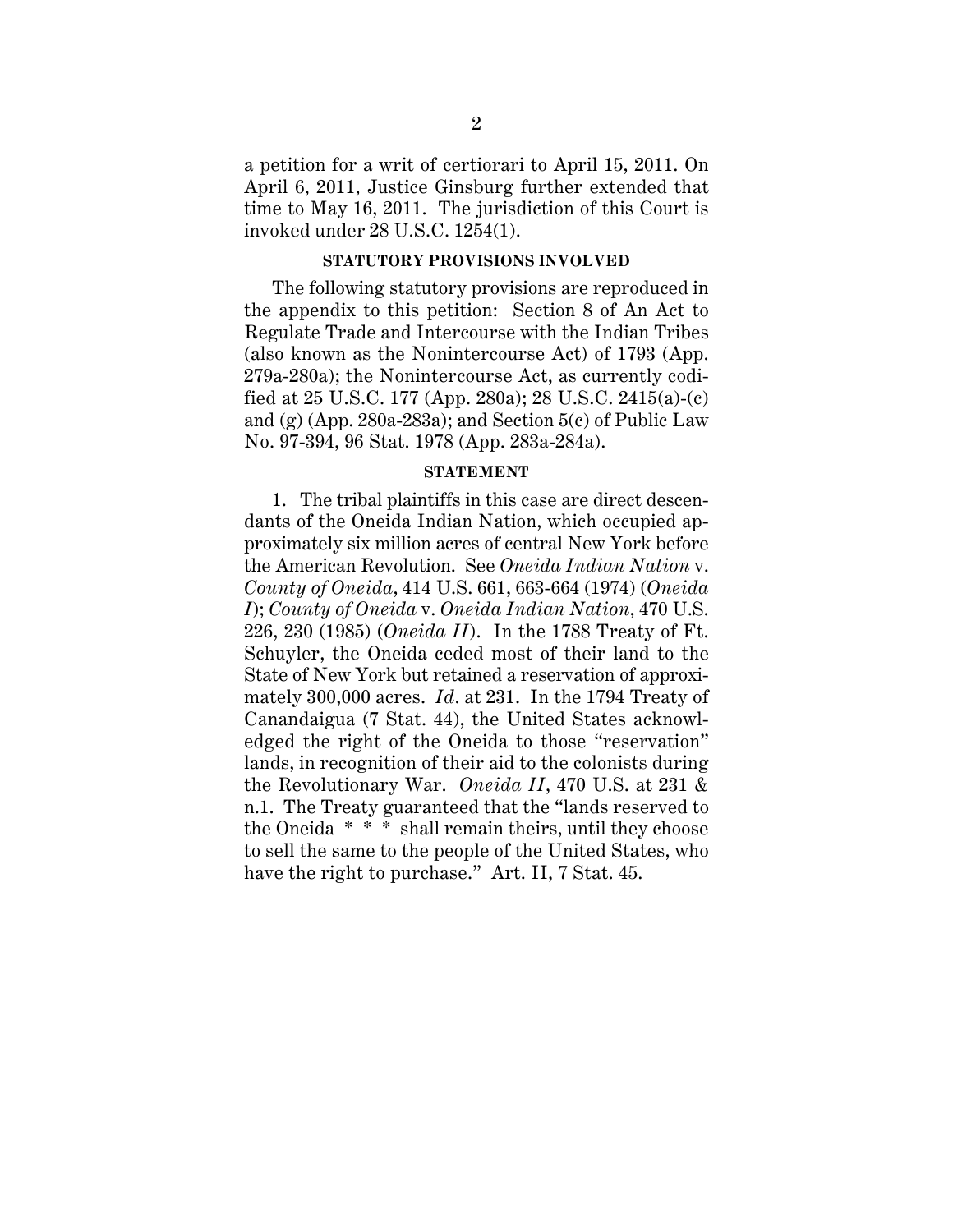a petition for a writ of certiorari to April 15, 2011. On April 6, 2011, Justice Ginsburg further extended that time to May 16, 2011. The jurisdiction of this Court is invoked under 28 U.S.C. 1254(1).

### STATUTORY PROVISIONS INVOLVED

The following statutory provisions are reproduced in the appendix to this petition: Section 8 of An Act to Regulate Trade and Intercourse with the Indian Tribes (also known as the Nonintercourse Act) of 1793 (App. 279a-280a); the Nonintercourse Act, as currently codified at 25 U.S.C. 177 (App. 280a); 28 U.S.C. 2415(a)-(c) and (g) (App. 280a-283a); and Section 5(c) of Public Law No. 97-394, 96 Stat. 1978 (App. 283a-284a).

### STATEMENT

1. The tribal plaintiffs in this case are direct descendants of the Oneida Indian Nation, which occupied approximately six million acres of central New York before the American Revolution. See *Oneida Indian Nation* v. *County of Oneida*, 414 U.S. 661, 663-664 (1974) (*Oneida I*); *County of Oneida* v. *Oneida Indian Nation*, 470 U.S. 226, 230 (1985) (*Oneida II*). In the 1788 Treaty of Ft. Schuyler, the Oneida ceded most of their land to the State of New York but retained a reservation of approximately 300,000 acres. *Id.* at 231. In the 1794 Treaty of Canandaigua (7 Stat. 44), the United States acknowledged the right of the Oneida to those "reservation" lands, in recognition of their aid to the colonists during the Revolutionary War. *Oneida II*, 470 U.S. at 231 & n.1. The Treaty guaranteed that the "lands reserved to the Oneida * * * shall remain theirs, until they choose to sell the same to the people of the United States, who have the right to purchase." Art. II, 7 Stat. 45.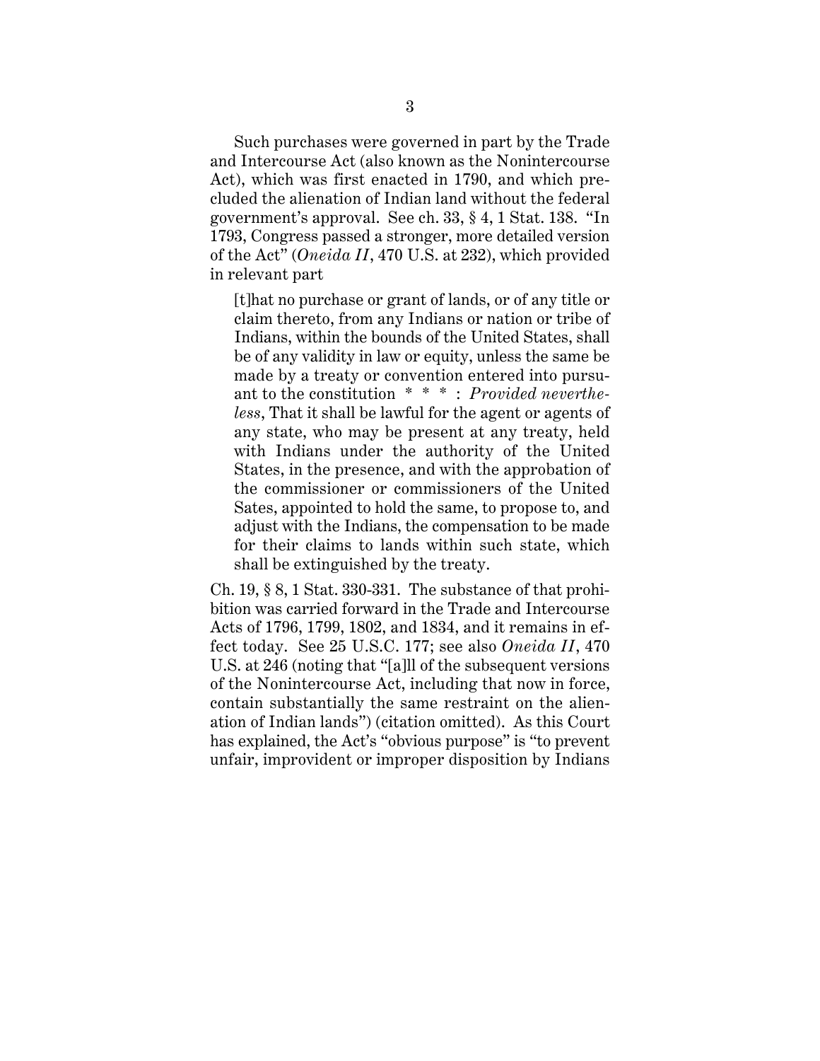Such purchases were governed in part by the Trade and Intercourse Act (also known as the Nonintercourse Act), which was first enacted in 1790, and which precluded the alienation of Indian land without the federal government's approval. See ch. 33, § 4, 1 Stat. 138. "In 1793, Congress passed a stronger, more detailed version of the Act" (*Oneida II*, 470 U.S. at 232), which provided in relevant part

> [t]hat no purchase or grant of lands, or of any title or claim thereto, from any Indians or nation or tribe of Indians, within the bounds of the United States, shall be of any validity in law or equity, unless the same be made by a treaty or convention entered into pursuant to the constitution * * * : *Provided nevertheless*, That it shall be lawful for the agent or agents of any state, who may be present at any treaty, held with Indians under the authority of the United States, in the presence, and with the approbation of the commissioner or commissioners of the United Sates, appointed to hold the same, to propose to, and adjust with the Indians, the compensation to be made for their claims to lands within such state, which shall be extinguished by the treaty.

Ch. 19, § 8, 1 Stat. 330-331. The substance of that prohibition was carried forward in the Trade and Intercourse Acts of 1796, 1799, 1802, and 1834, and it remains in effect today. See 25 U.S.C. 177; see also *Oneida II*, 470 U.S. at 246 (noting that "[a]ll of the subsequent versions of the Nonintercourse Act, including that now in force, contain substantially the same restraint on the alienation of Indian lands") (citation omitted). As this Court has explained, the Act's "obvious purpose" is "to prevent unfair, improvident or improper disposition by Indians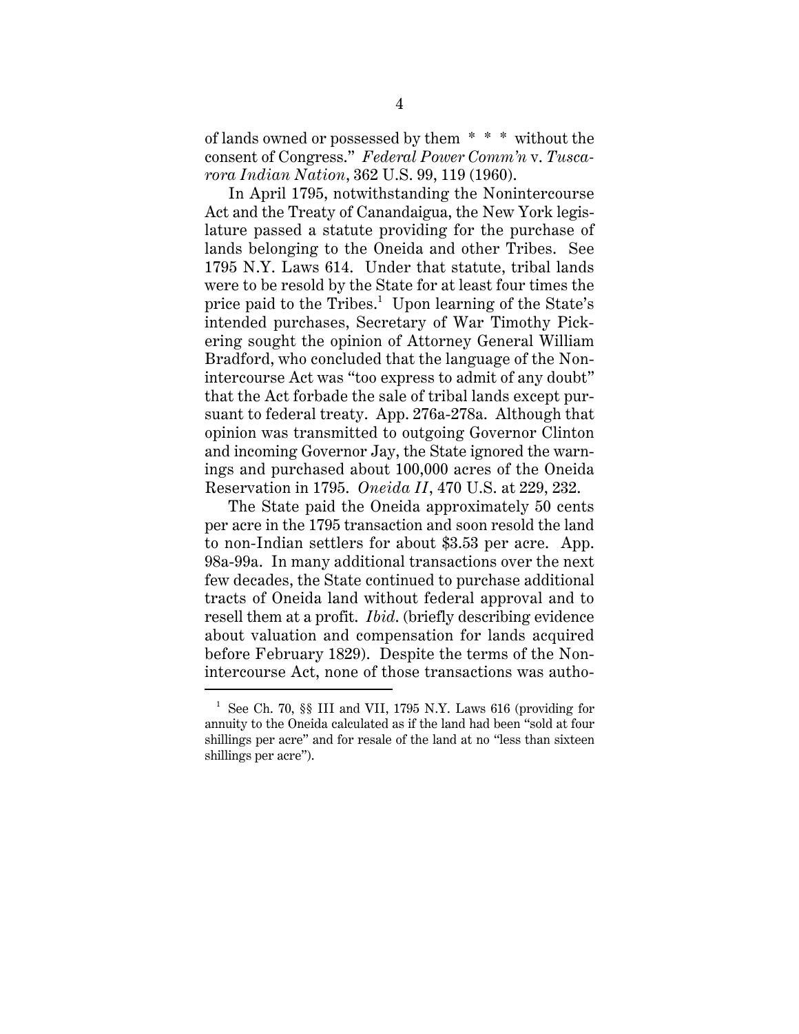of lands owned or possessed by them * * * without the consent of Congress." *Federal Power Comm'n* v. *Tuscarora Indian Nation*, 362 U.S. 99, 119 (1960).

In April 1795, notwithstanding the Nonintercourse Act and the Treaty of Canandaigua, the New York legislature passed a statute providing for the purchase of lands belonging to the Oneida and other Tribes. See 1795 N.Y. Laws 614. Under that statute, tribal lands were to be resold by the State for at least four times the price paid to the Tribes.[1] Upon learning of the State's intended purchases, Secretary of War Timothy Pickering sought the opinion of Attorney General William Bradford, who concluded that the language of the Nonintercourse Act was "too express to admit of any doubt" that the Act forbade the sale of tribal lands except pursuant to federal treaty. App. 276a-278a. Although that opinion was transmitted to outgoing Governor Clinton and incoming Governor Jay, the State ignored the warnings and purchased about 100,000 acres of the Oneida Reservation in 1795. *Oneida II*, 470 U.S. at 229, 232.

The State paid the Oneida approximately 50 cents per acre in the 1795 transaction and soon resold the land to non-Indian settlers for about $3.53 per acre. App. 98a-99a. In many additional transactions over the next few decades, the State continued to purchase additional tracts of Oneida land without federal approval and to resell them at a profit. *Ibid.* (briefly describing evidence about valuation and compensation for lands acquired before February 1829). Despite the terms of the Nonintercourse Act, none of those transactions was autho-

---

[1] See Ch. 70, §§ III and VII, 1795 N.Y. Laws 616 (providing for annuity to the Oneida calculated as if the land had been "sold at four shillings per acre" and for resale of the land at no "less than sixteen shillings per acre").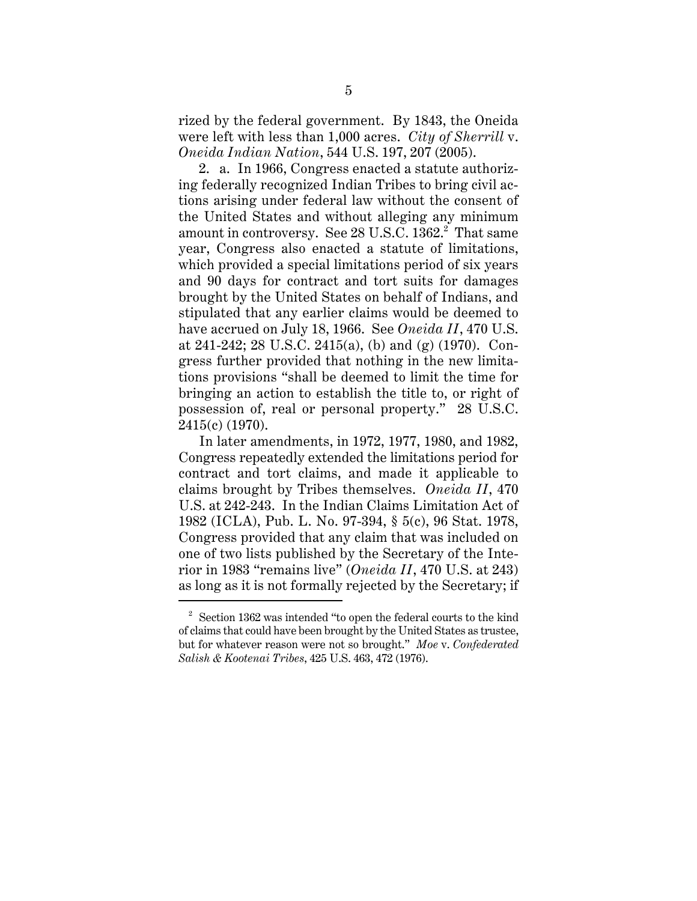rized by the federal government. By 1843, the Oneida were left with less than 1,000 acres. *City of Sherrill* v. *Oneida Indian Nation*, 544 U.S. 197, 207 (2005).

2. a. In 1966, Congress enacted a statute authorizing federally recognized Indian Tribes to bring civil actions arising under federal law without the consent of the United States and without alleging any minimum amount in controversy. See 28 U.S.C. 1362.[2] That same year, Congress also enacted a statute of limitations, which provided a special limitations period of six years and 90 days for contract and tort suits for damages brought by the United States on behalf of Indians, and stipulated that any earlier claims would be deemed to have accrued on July 18, 1966. See *Oneida II*, 470 U.S. at 241-242; 28 U.S.C. 2415(a), (b) and (g) (1970). Congress further provided that nothing in the new limitations provisions "shall be deemed to limit the time for bringing an action to establish the title to, or right of possession of, real or personal property." 28 U.S.C. 2415(c) (1970).

In later amendments, in 1972, 1977, 1980, and 1982, Congress repeatedly extended the limitations period for contract and tort claims, and made it applicable to claims brought by Tribes themselves. *Oneida II*, 470 U.S. at 242-243. In the Indian Claims Limitation Act of 1982 (ICLA), Pub. L. No. 97-394, § 5(c), 96 Stat. 1978, Congress provided that any claim that was included on one of two lists published by the Secretary of the Interior in 1983 "remains live" (*Oneida II*, 470 U.S. at 243) as long as it is not formally rejected by the Secretary; if

[2] Section 1362 was intended "to open the federal courts to the kind of claims that could have been brought by the United States as trustee, but for whatever reason were not so brought." *Moe* v. *Confederated Salish & Kootenai Tribes*, 425 U.S. 463, 472 (1976).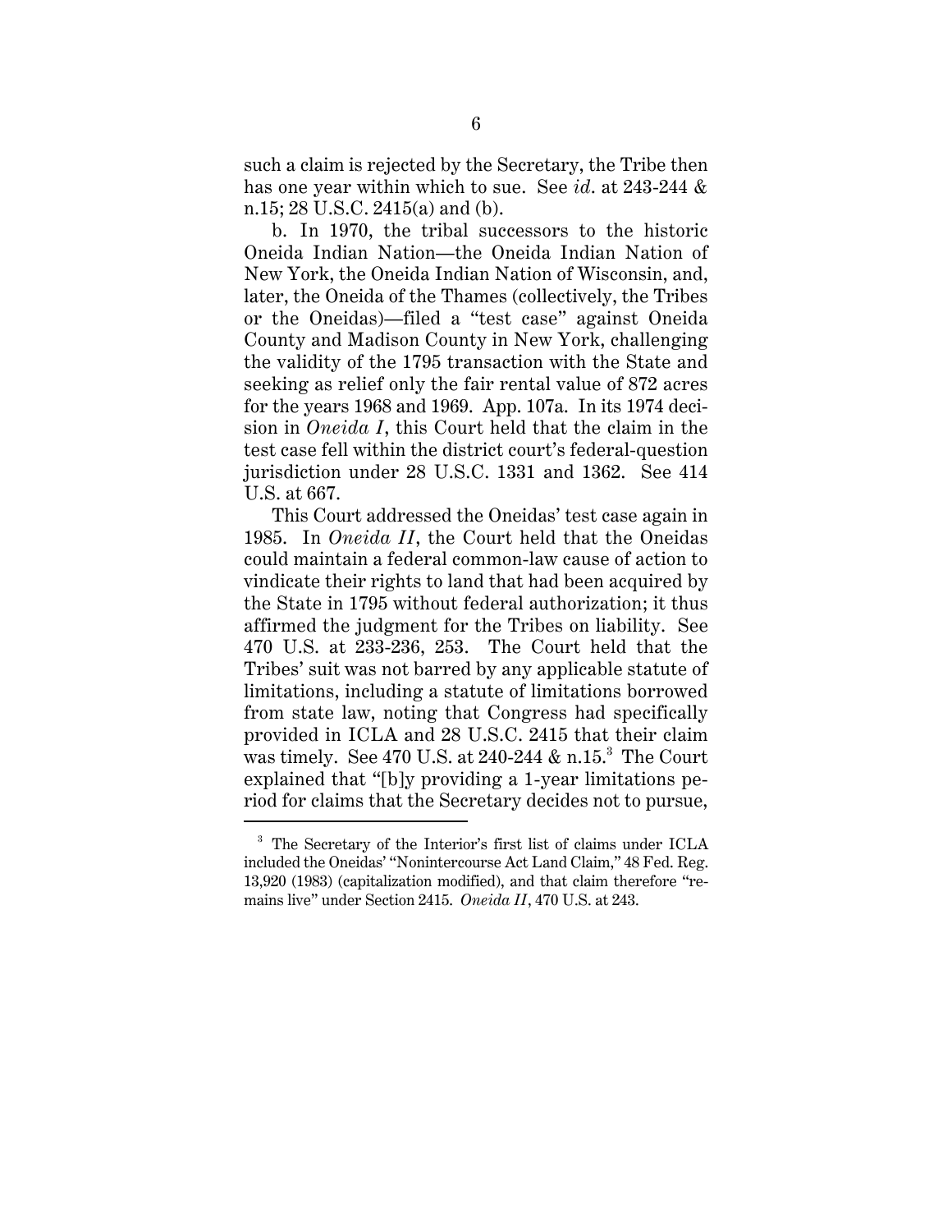such a claim is rejected by the Secretary, the Tribe then has one year within which to sue. See *id.* at 243-244 & n.15; 28 U.S.C. 2415(a) and (b).

b. In 1970, the tribal successors to the historic Oneida Indian Nation—the Oneida Indian Nation of New York, the Oneida Indian Nation of Wisconsin, and, later, the Oneida of the Thames (collectively, the Tribes or the Oneidas)—filed a "test case" against Oneida County and Madison County in New York, challenging the validity of the 1795 transaction with the State and seeking as relief only the fair rental value of 872 acres for the years 1968 and 1969. App. 107a. In its 1974 decision in *Oneida I*, this Court held that the claim in the test case fell within the district court's federal-question jurisdiction under 28 U.S.C. 1331 and 1362. See 414 U.S. at 667.

This Court addressed the Oneidas' test case again in 1985. In *Oneida II*, the Court held that the Oneidas could maintain a federal common-law cause of action to vindicate their rights to land that had been acquired by the State in 1795 without federal authorization; it thus affirmed the judgment for the Tribes on liability. See 470 U.S. at 233-236, 253. The Court held that the Tribes' suit was not barred by any applicable statute of limitations, including a statute of limitations borrowed from state law, noting that Congress had specifically provided in ICLA and 28 U.S.C. 2415 that their claim was timely. See 470 U.S. at 240-244 & n.15.[3] The Court explained that "[b]y providing a 1-year limitations period for claims that the Secretary decides not to pursue,

---

[3] The Secretary of the Interior's first list of claims under ICLA included the Oneidas' "Nonintercourse Act Land Claim," 48 Fed. Reg. 13,920 (1983) (capitalization modified), and that claim therefore "remains live" under Section 2415. *Oneida II*, 470 U.S. at 243.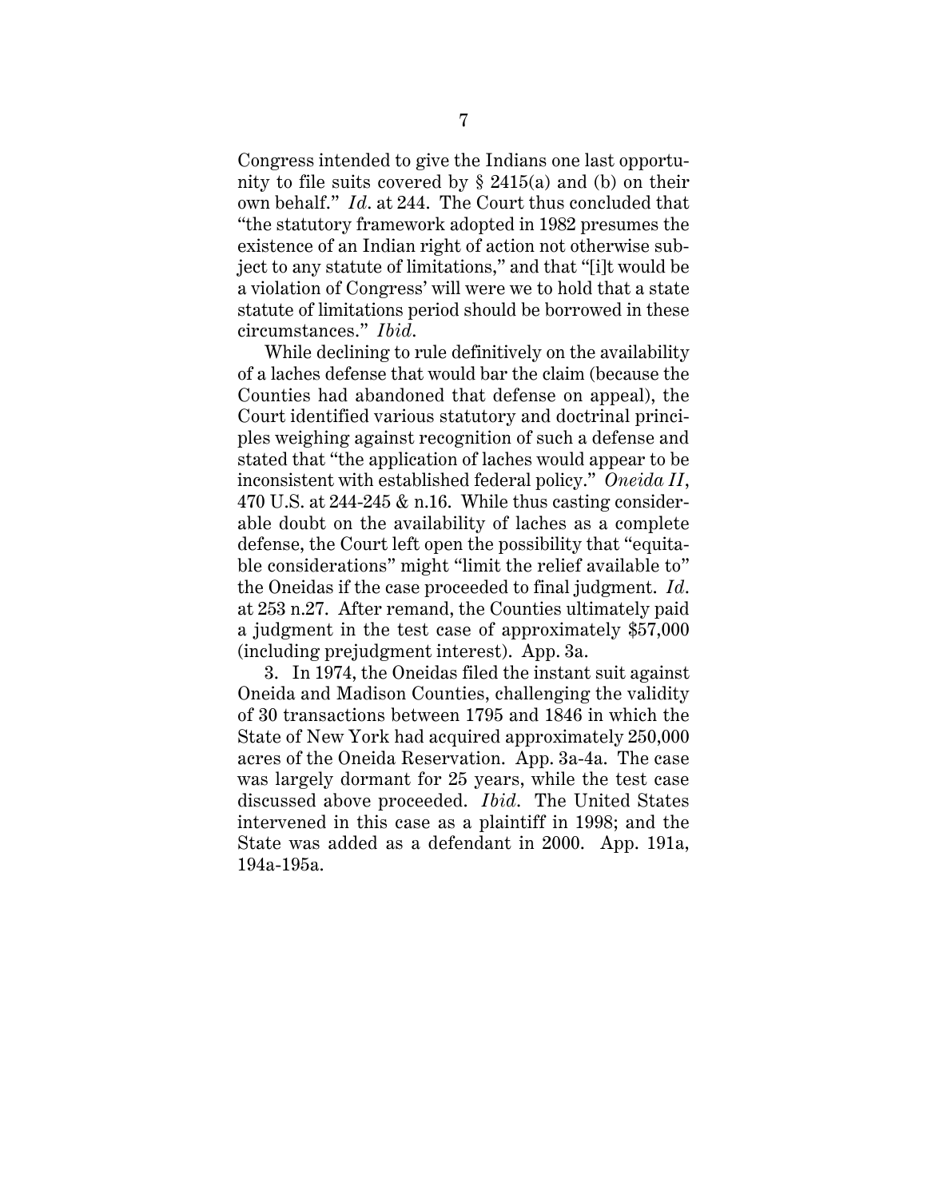Congress intended to give the Indians one last opportunity to file suits covered by § 2415(a) and (b) on their own behalf." *Id.* at 244. The Court thus concluded that "the statutory framework adopted in 1982 presumes the existence of an Indian right of action not otherwise subject to any statute of limitations," and that "[i]t would be a violation of Congress' will were we to hold that a state statute of limitations period should be borrowed in these circumstances." *Ibid.*

While declining to rule definitively on the availability of a laches defense that would bar the claim (because the Counties had abandoned that defense on appeal), the Court identified various statutory and doctrinal principles weighing against recognition of such a defense and stated that "the application of laches would appear to be inconsistent with established federal policy." *Oneida II*, 470 U.S. at 244-245 & n.16. While thus casting considerable doubt on the availability of laches as a complete defense, the Court left open the possibility that "equitable considerations" might "limit the relief available to" the Oneidas if the case proceeded to final judgment. *Id.* at 253 n.27. After remand, the Counties ultimately paid a judgment in the test case of approximately $57,000 (including prejudgment interest). App. 3a.

3. In 1974, the Oneidas filed the instant suit against Oneida and Madison Counties, challenging the validity of 30 transactions between 1795 and 1846 in which the State of New York had acquired approximately 250,000 acres of the Oneida Reservation. App. 3a-4a. The case was largely dormant for 25 years, while the test case discussed above proceeded. *Ibid.* The United States intervened in this case as a plaintiff in 1998; and the State was added as a defendant in 2000. App. 191a, 194a-195a.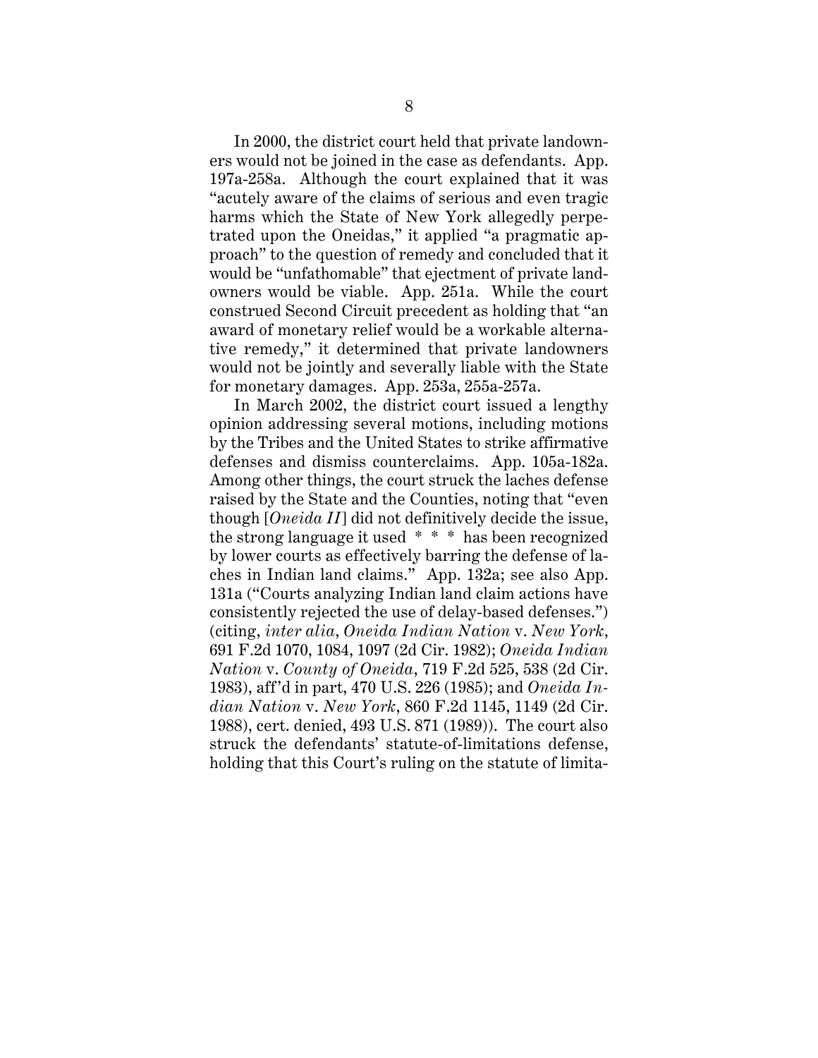In 2000, the district court held that private landowners would not be joined in the case as defendants. App. 197a-258a. Although the court explained that it was "acutely aware of the claims of serious and even tragic harms which the State of New York allegedly perpetrated upon the Oneidas," it applied "a pragmatic approach" to the question of remedy and concluded that it would be "unfathomable" that ejectment of private landowners would be viable. App. 251a. While the court construed Second Circuit precedent as holding that "an award of monetary relief would be a workable alternative remedy," it determined that private landowners would not be jointly and severally liable with the State for monetary damages. App. 253a, 255a-257a.

In March 2002, the district court issued a lengthy opinion addressing several motions, including motions by the Tribes and the United States to strike affirmative defenses and dismiss counterclaims. App. 105a-182a. Among other things, the court struck the laches defense raised by the State and the Counties, noting that "even though [*Oneida II*] did not definitively decide the issue, the strong language it used * * * has been recognized by lower courts as effectively barring the defense of laches in Indian land claims." App. 132a; see also App. 131a ("Courts analyzing Indian land claim actions have consistently rejected the use of delay-based defenses.") (citing, *inter alia*, *Oneida Indian Nation* v. *New York*, 691 F.2d 1070, 1084, 1097 (2d Cir. 1982); *Oneida Indian Nation* v. *County of Oneida*, 719 F.2d 525, 538 (2d Cir. 1983), aff'd in part, 470 U.S. 226 (1985); and *Oneida Indian Nation* v. *New York*, 860 F.2d 1145, 1149 (2d Cir. 1988), cert. denied, 493 U.S. 871 (1989)). The court also struck the defendants' statute-of-limitations defense, holding that this Court's ruling on the statute of limita-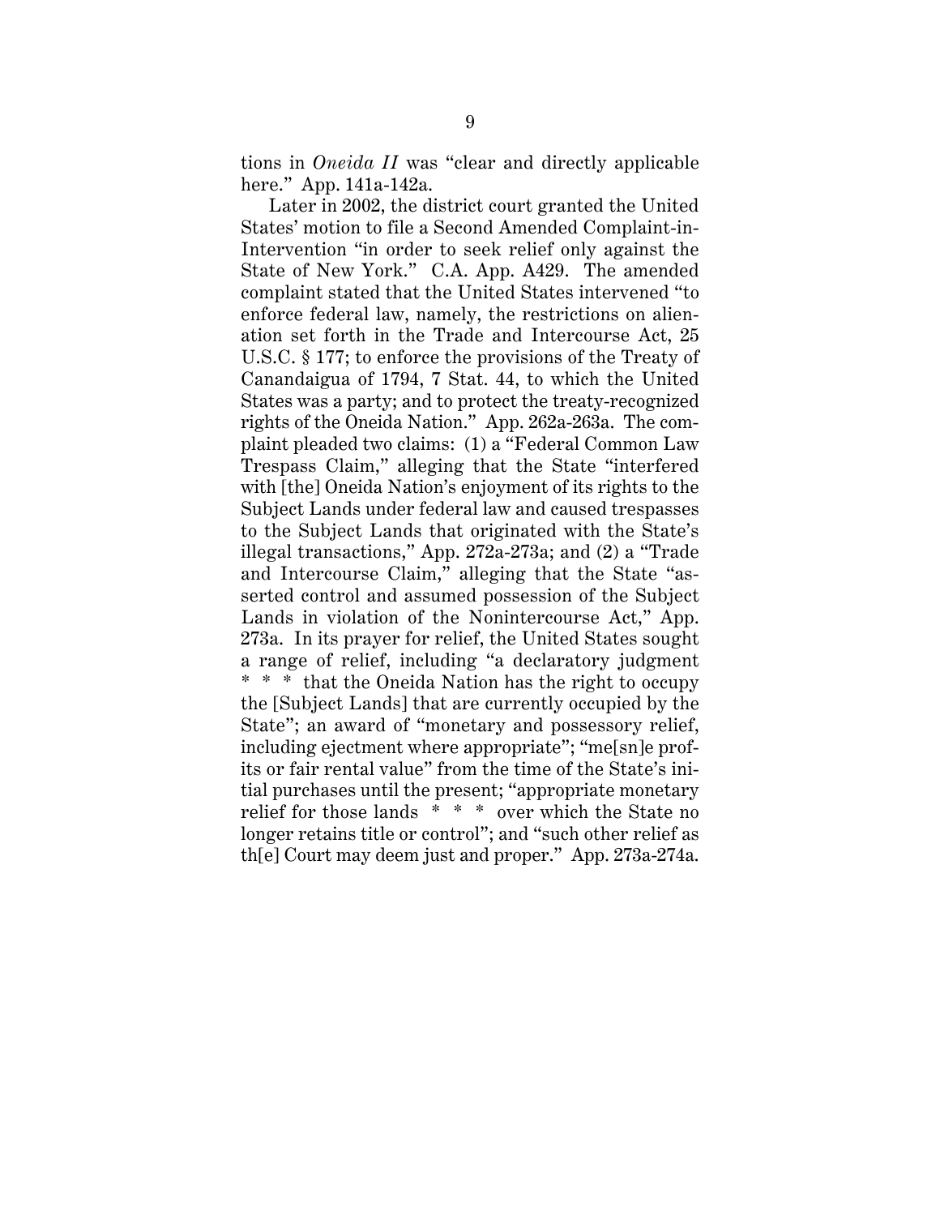tions in *Oneida II* was "clear and directly applicable here." App. 141a-142a.

Later in 2002, the district court granted the United States' motion to file a Second Amended Complaint-in-Intervention "in order to seek relief only against the State of New York." C.A. App. A429. The amended complaint stated that the United States intervened "to enforce federal law, namely, the restrictions on alienation set forth in the Trade and Intercourse Act, 25 U.S.C. § 177; to enforce the provisions of the Treaty of Canandaigua of 1794, 7 Stat. 44, to which the United States was a party; and to protect the treaty-recognized rights of the Oneida Nation." App. 262a-263a. The complaint pleaded two claims: (1) a "Federal Common Law Trespass Claim," alleging that the State "interfered with [the] Oneida Nation's enjoyment of its rights to the Subject Lands under federal law and caused trespasses to the Subject Lands that originated with the State's illegal transactions," App. 272a-273a; and (2) a "Trade and Intercourse Claim," alleging that the State "asserted control and assumed possession of the Subject Lands in violation of the Nonintercourse Act," App. 273a. In its prayer for relief, the United States sought a range of relief, including "a declaratory judgment * * * that the Oneida Nation has the right to occupy the [Subject Lands] that are currently occupied by the State"; an award of "monetary and possessory relief, including ejectment where appropriate"; "me[sn]e profits or fair rental value" from the time of the State's initial purchases until the present; "appropriate monetary relief for those lands * * * over which the State no longer retains title or control"; and "such other relief as th[e] Court may deem just and proper." App. 273a-274a.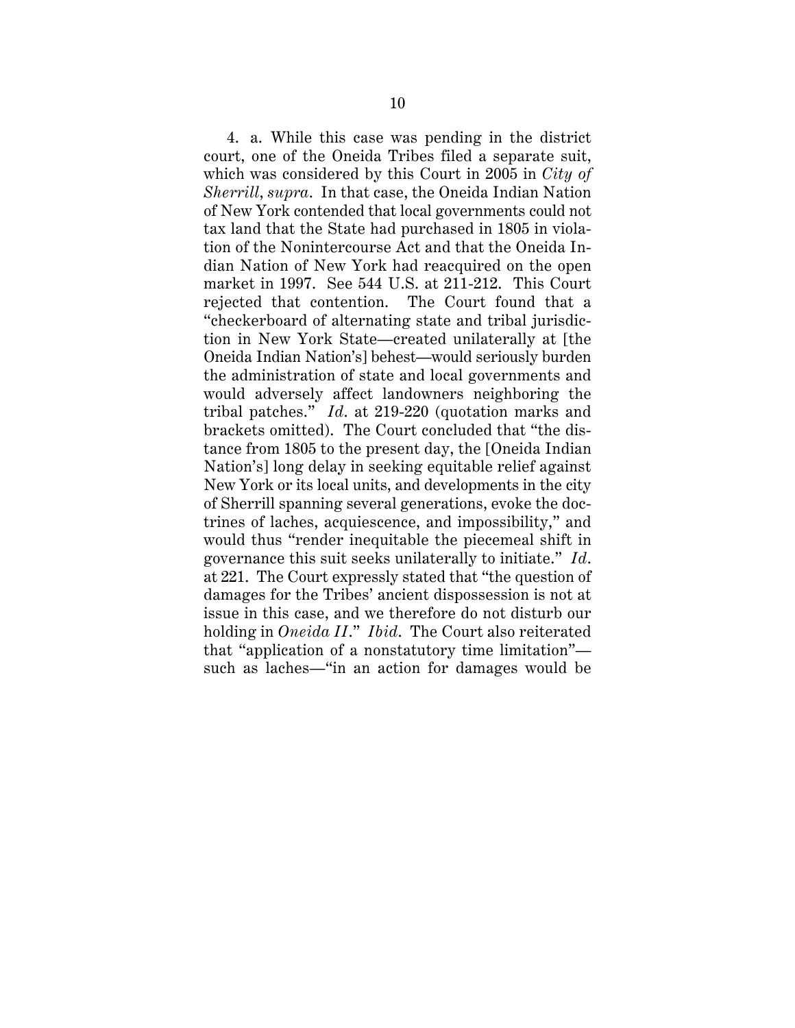4. a. While this case was pending in the district court, one of the Oneida Tribes filed a separate suit, which was considered by this Court in 2005 in *City of Sherrill*, *supra*. In that case, the Oneida Indian Nation of New York contended that local governments could not tax land that the State had purchased in 1805 in violation of the Nonintercourse Act and that the Oneida Indian Nation of New York had reacquired on the open market in 1997. See 544 U.S. at 211-212. This Court rejected that contention. The Court found that a "checkerboard of alternating state and tribal jurisdiction in New York State—created unilaterally at [the Oneida Indian Nation's] behest—would seriously burden the administration of state and local governments and would adversely affect landowners neighboring the tribal patches." *Id*. at 219-220 (quotation marks and brackets omitted). The Court concluded that "the distance from 1805 to the present day, the [Oneida Indian Nation's] long delay in seeking equitable relief against New York or its local units, and developments in the city of Sherrill spanning several generations, evoke the doctrines of laches, acquiescence, and impossibility," and would thus "render inequitable the piecemeal shift in governance this suit seeks unilaterally to initiate." *Id*. at 221. The Court expressly stated that "the question of damages for the Tribes' ancient dispossession is not at issue in this case, and we therefore do not disturb our holding in *Oneida II*." *Ibid*. The Court also reiterated that "application of a nonstatutory time limitation"—such as laches—"in an action for damages would be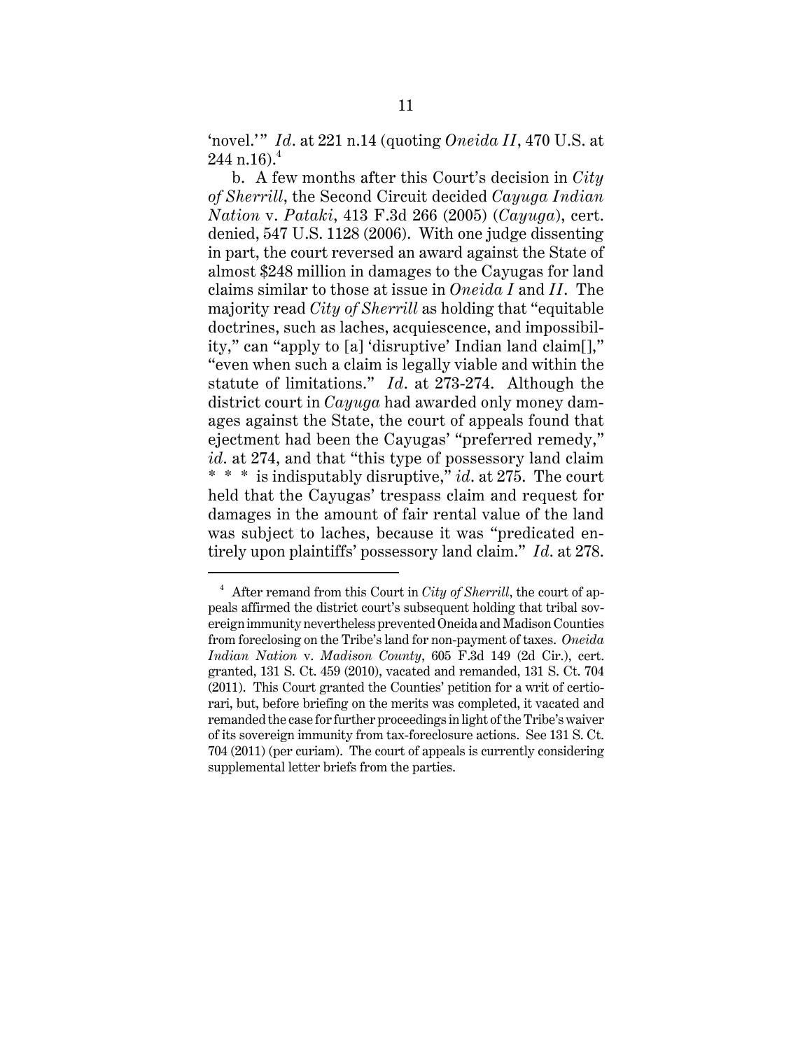'novel.'" *Id*. at 221 n.14 (quoting *Oneida II*, 470 U.S. at 244 n.16).[4]

b. A few months after this Court's decision in *City of Sherrill*, the Second Circuit decided *Cayuga Indian Nation* v. *Pataki*, 413 F.3d 266 (2005) (*Cayuga*), cert. denied, 547 U.S. 1128 (2006). With one judge dissenting in part, the court reversed an award against the State of almost $248 million in damages to the Cayugas for land claims similar to those at issue in *Oneida I* and *II*. The majority read *City of Sherrill* as holding that "equitable doctrines, such as laches, acquiescence, and impossibility," can "apply to [a] 'disruptive' Indian land claim[]," "even when such a claim is legally viable and within the statute of limitations." *Id*. at 273-274. Although the district court in *Cayuga* had awarded only money damages against the State, the court of appeals found that ejectment had been the Cayugas' "preferred remedy," *id*. at 274, and that "this type of possessory land claim * * * is indisputably disruptive," *id*. at 275. The court held that the Cayugas' trespass claim and request for damages in the amount of fair rental value of the land was subject to laches, because it was "predicated entirely upon plaintiffs' possessory land claim." *Id*. at 278.

---

[4] After remand from this Court in *City of Sherrill*, the court of appeals affirmed the district court's subsequent holding that tribal sovereign immunity nevertheless prevented Oneida and Madison Counties from foreclosing on the Tribe's land for non-payment of taxes. *Oneida Indian Nation* v. *Madison County*, 605 F.3d 149 (2d Cir.), cert. granted, 131 S. Ct. 459 (2010), vacated and remanded, 131 S. Ct. 704 (2011). This Court granted the Counties' petition for a writ of certiorari, but, before briefing on the merits was completed, it vacated and remanded the case for further proceedings in light of the Tribe's waiver of its sovereign immunity from tax-foreclosure actions. See 131 S. Ct. 704 (2011) (per curiam). The court of appeals is currently considering supplemental letter briefs from the parties.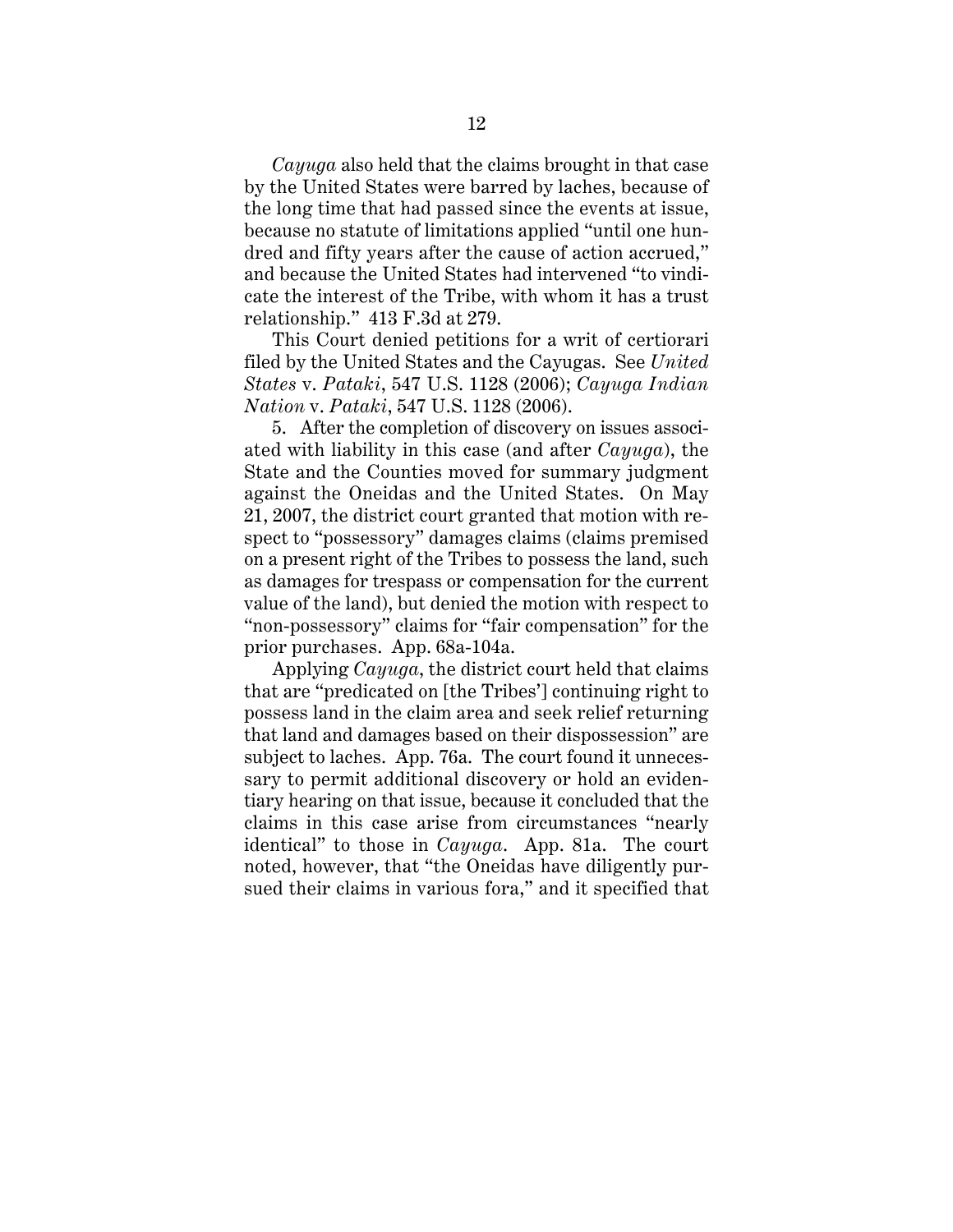*Cayuga* also held that the claims brought in that case by the United States were barred by laches, because of the long time that had passed since the events at issue, because no statute of limitations applied "until one hundred and fifty years after the cause of action accrued," and because the United States had intervened "to vindicate the interest of the Tribe, with whom it has a trust relationship." 413 F.3d at 279.

This Court denied petitions for a writ of certiorari filed by the United States and the Cayugas. See *United States* v. *Pataki*, 547 U.S. 1128 (2006); *Cayuga Indian Nation* v. *Pataki*, 547 U.S. 1128 (2006).

5. After the completion of discovery on issues associated with liability in this case (and after *Cayuga*), the State and the Counties moved for summary judgment against the Oneidas and the United States. On May 21, 2007, the district court granted that motion with respect to "possessory" damages claims (claims premised on a present right of the Tribes to possess the land, such as damages for trespass or compensation for the current value of the land), but denied the motion with respect to "non-possessory" claims for "fair compensation" for the prior purchases. App. 68a-104a.

Applying *Cayuga*, the district court held that claims that are "predicated on [the Tribes'] continuing right to possess land in the claim area and seek relief returning that land and damages based on their dispossession" are subject to laches. App. 76a. The court found it unnecessary to permit additional discovery or hold an evidentiary hearing on that issue, because it concluded that the claims in this case arise from circumstances "nearly identical" to those in *Cayuga*. App. 81a. The court noted, however, that "the Oneidas have diligently pursued their claims in various fora," and it specified that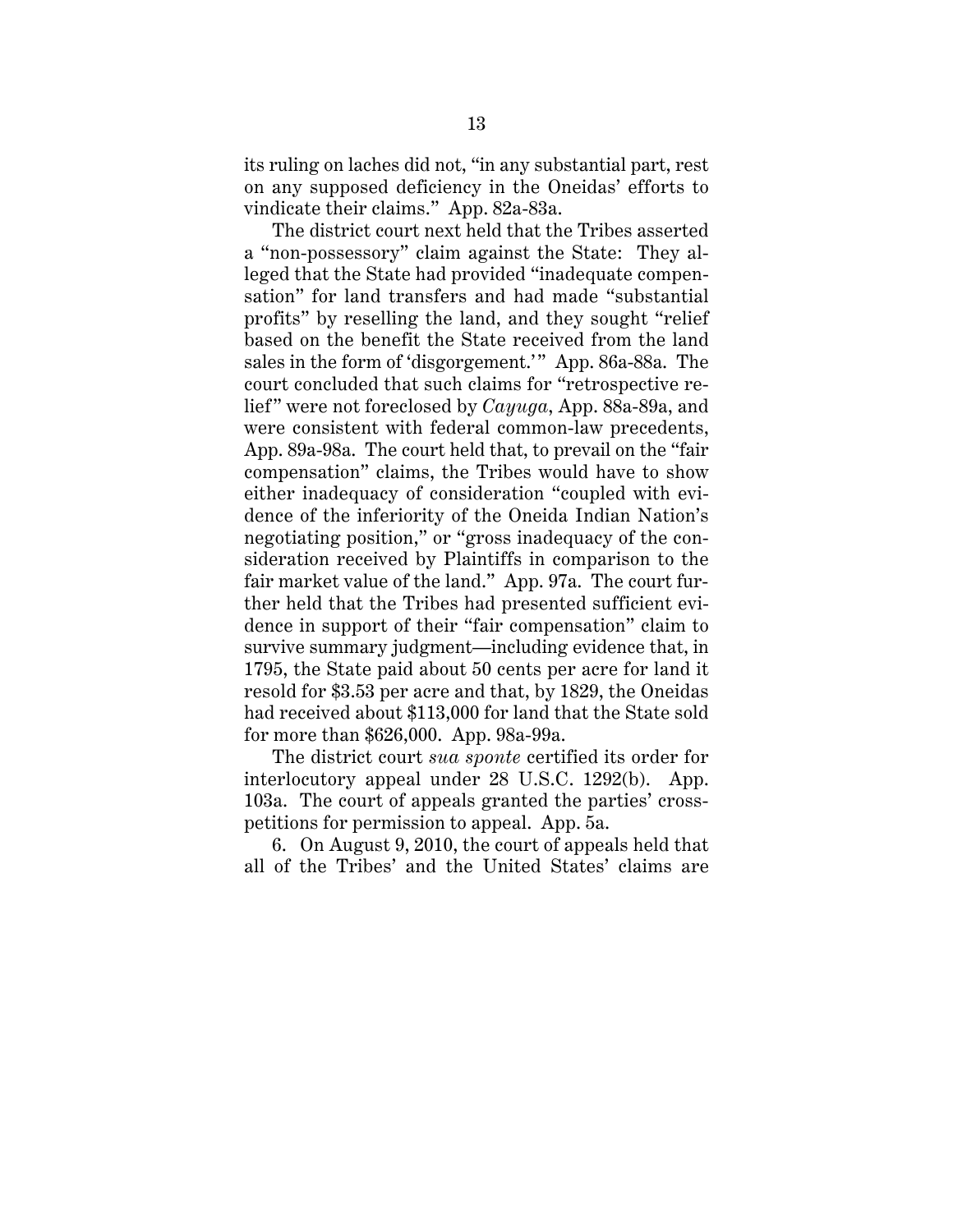its ruling on laches did not, "in any substantial part, rest on any supposed deficiency in the Oneidas' efforts to vindicate their claims." App. 82a-83a.

The district court next held that the Tribes asserted a "non-possessory" claim against the State: They alleged that the State had provided "inadequate compensation" for land transfers and had made "substantial profits" by reselling the land, and they sought "relief based on the benefit the State received from the land sales in the form of 'disgorgement.'" App. 86a-88a. The court concluded that such claims for "retrospective relief" were not foreclosed by *Cayuga*, App. 88a-89a, and were consistent with federal common-law precedents, App. 89a-98a. The court held that, to prevail on the "fair compensation" claims, the Tribes would have to show either inadequacy of consideration "coupled with evidence of the inferiority of the Oneida Indian Nation's negotiating position," or "gross inadequacy of the consideration received by Plaintiffs in comparison to the fair market value of the land." App. 97a. The court further held that the Tribes had presented sufficient evidence in support of their "fair compensation" claim to survive summary judgment—including evidence that, in 1795, the State paid about 50 cents per acre for land it resold for $3.53 per acre and that, by 1829, the Oneidas had received about $113,000 for land that the State sold for more than $626,000. App. 98a-99a.

The district court *sua sponte* certified its order for interlocutory appeal under 28 U.S.C. 1292(b). App. 103a. The court of appeals granted the parties' cross-petitions for permission to appeal. App. 5a.

6. On August 9, 2010, the court of appeals held that all of the Tribes' and the United States' claims are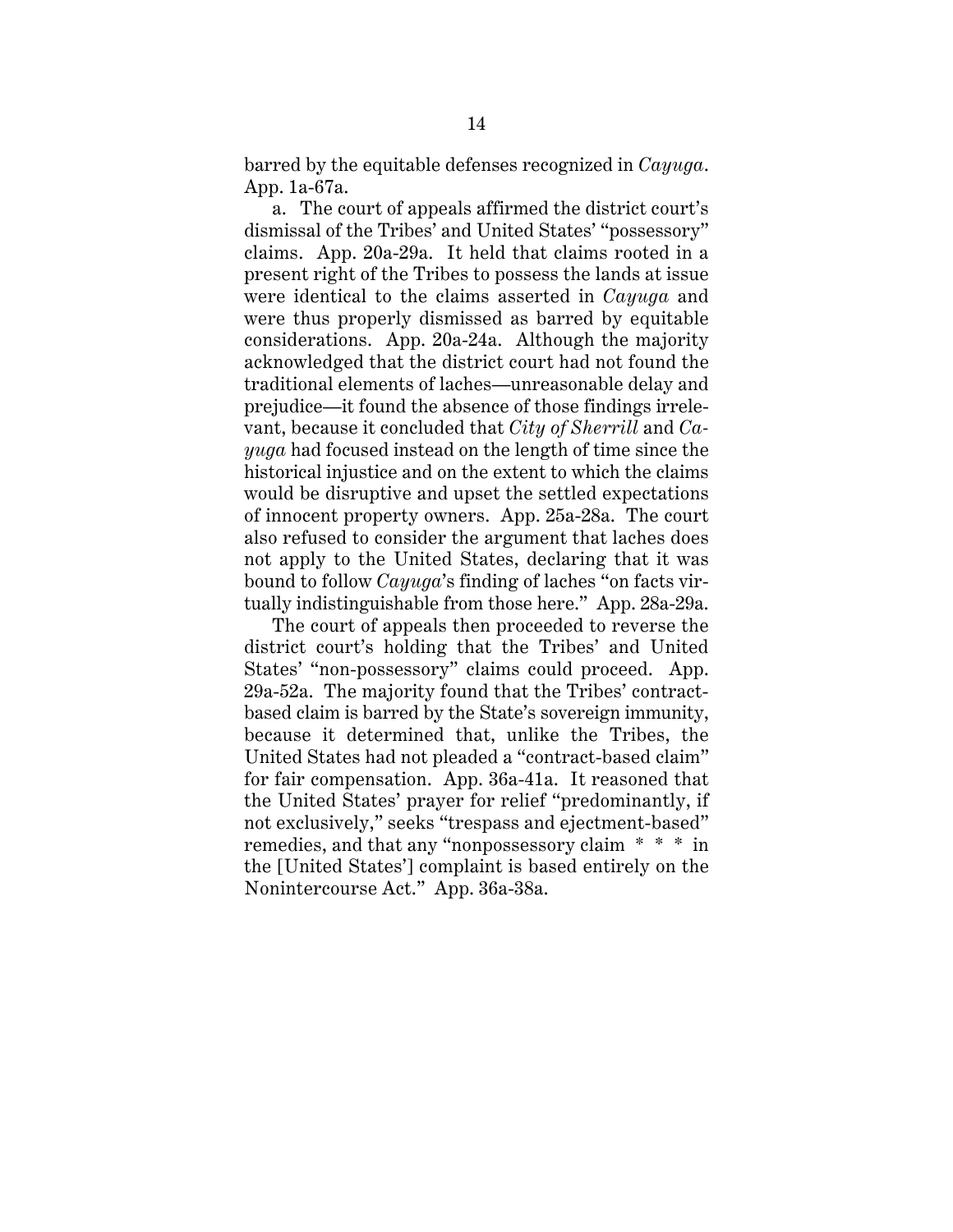barred by the equitable defenses recognized in *Cayuga*. App. 1a-67a.

a. The court of appeals affirmed the district court's dismissal of the Tribes' and United States' "possessory" claims. App. 20a-29a. It held that claims rooted in a present right of the Tribes to possess the lands at issue were identical to the claims asserted in *Cayuga* and were thus properly dismissed as barred by equitable considerations. App. 20a-24a. Although the majority acknowledged that the district court had not found the traditional elements of laches—unreasonable delay and prejudice—it found the absence of those findings irrelevant, because it concluded that *City of Sherrill* and *Cayuga* had focused instead on the length of time since the historical injustice and on the extent to which the claims would be disruptive and upset the settled expectations of innocent property owners. App. 25a-28a. The court also refused to consider the argument that laches does not apply to the United States, declaring that it was bound to follow *Cayuga*'s finding of laches "on facts virtually indistinguishable from those here." App. 28a-29a.

The court of appeals then proceeded to reverse the district court's holding that the Tribes' and United States' "non-possessory" claims could proceed. App. 29a-52a. The majority found that the Tribes' contract-based claim is barred by the State's sovereign immunity, because it determined that, unlike the Tribes, the United States had not pleaded a "contract-based claim" for fair compensation. App. 36a-41a. It reasoned that the United States' prayer for relief "predominantly, if not exclusively," seeks "trespass and ejectment-based" remedies, and that any "nonpossessory claim * * * in the [United States'] complaint is based entirely on the Nonintercourse Act." App. 36a-38a.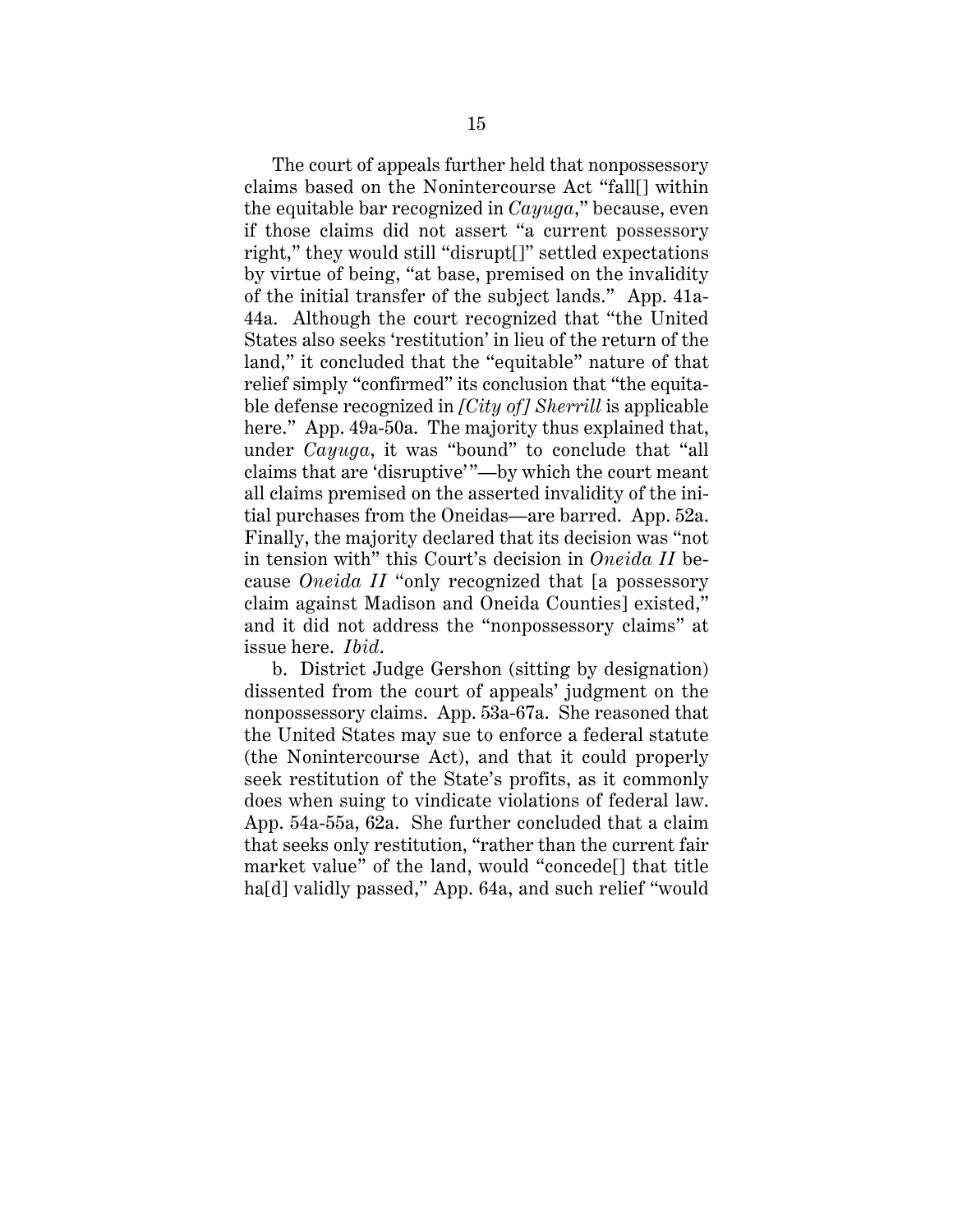The court of appeals further held that nonpossessory claims based on the Nonintercourse Act "fall[] within the equitable bar recognized in *Cayuga*," because, even if those claims did not assert "a current possessory right," they would still "disrupt[]" settled expectations by virtue of being, "at base, premised on the invalidity of the initial transfer of the subject lands." App. 41a-44a. Although the court recognized that "the United States also seeks 'restitution' in lieu of the return of the land," it concluded that the "equitable" nature of that relief simply "confirmed" its conclusion that "the equitable defense recognized in *[City of] Sherrill* is applicable here." App. 49a-50a. The majority thus explained that, under *Cayuga*, it was "bound" to conclude that "all claims that are 'disruptive'"—by which the court meant all claims premised on the asserted invalidity of the initial purchases from the Oneidas—are barred. App. 52a. Finally, the majority declared that its decision was "not in tension with" this Court's decision in *Oneida II* because *Oneida II* "only recognized that [a possessory claim against Madison and Oneida Counties] existed," and it did not address the "nonpossessory claims" at issue here. *Ibid.*

b. District Judge Gershon (sitting by designation) dissented from the court of appeals' judgment on the nonpossessory claims. App. 53a-67a. She reasoned that the United States may sue to enforce a federal statute (the Nonintercourse Act), and that it could properly seek restitution of the State's profits, as it commonly does when suing to vindicate violations of federal law. App. 54a-55a, 62a. She further concluded that a claim that seeks only restitution, "rather than the current fair market value" of the land, would "concede[] that title ha[d] validly passed," App. 64a, and such relief "would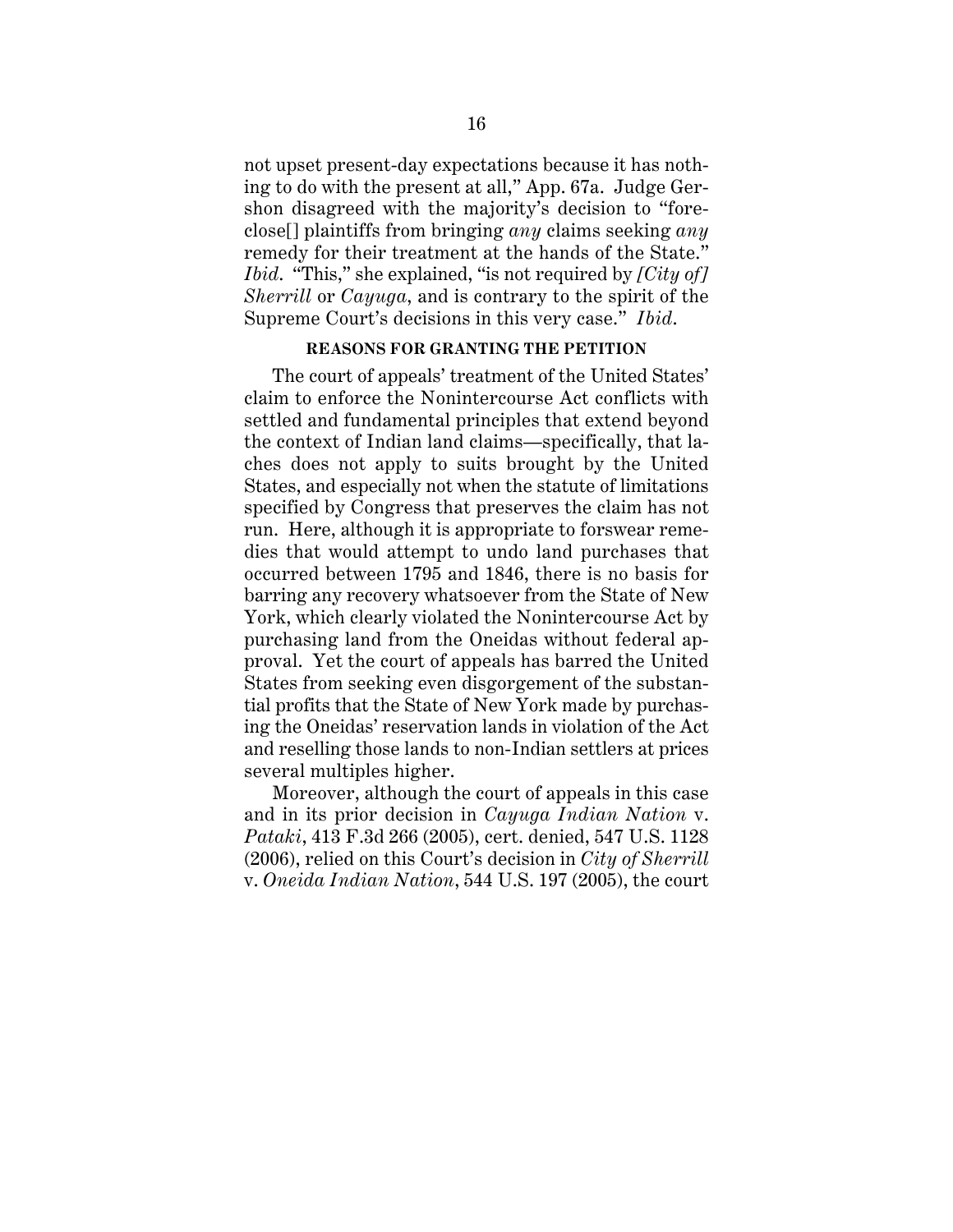not upset present-day expectations because it has nothing to do with the present at all," App. 67a. Judge Gershon disagreed with the majority's decision to "foreclose[] plaintiffs from bringing *any* claims seeking *any* remedy for their treatment at the hands of the State." *Ibid.* "This," she explained, "is not required by *[City of] Sherrill* or *Cayuga*, and is contrary to the spirit of the Supreme Court's decisions in this very case." *Ibid.*

## REASONS FOR GRANTING THE PETITION

The court of appeals' treatment of the United States' claim to enforce the Nonintercourse Act conflicts with settled and fundamental principles that extend beyond the context of Indian land claims—specifically, that laches does not apply to suits brought by the United States, and especially not when the statute of limitations specified by Congress that preserves the claim has not run. Here, although it is appropriate to forswear remedies that would attempt to undo land purchases that occurred between 1795 and 1846, there is no basis for barring any recovery whatsoever from the State of New York, which clearly violated the Nonintercourse Act by purchasing land from the Oneidas without federal approval. Yet the court of appeals has barred the United States from seeking even disgorgement of the substantial profits that the State of New York made by purchasing the Oneidas' reservation lands in violation of the Act and reselling those lands to non-Indian settlers at prices several multiples higher.

Moreover, although the court of appeals in this case and in its prior decision in *Cayuga Indian Nation* v. *Pataki*, 413 F.3d 266 (2005), cert. denied, 547 U.S. 1128 (2006), relied on this Court's decision in *City of Sherrill* v. *Oneida Indian Nation*, 544 U.S. 197 (2005), the court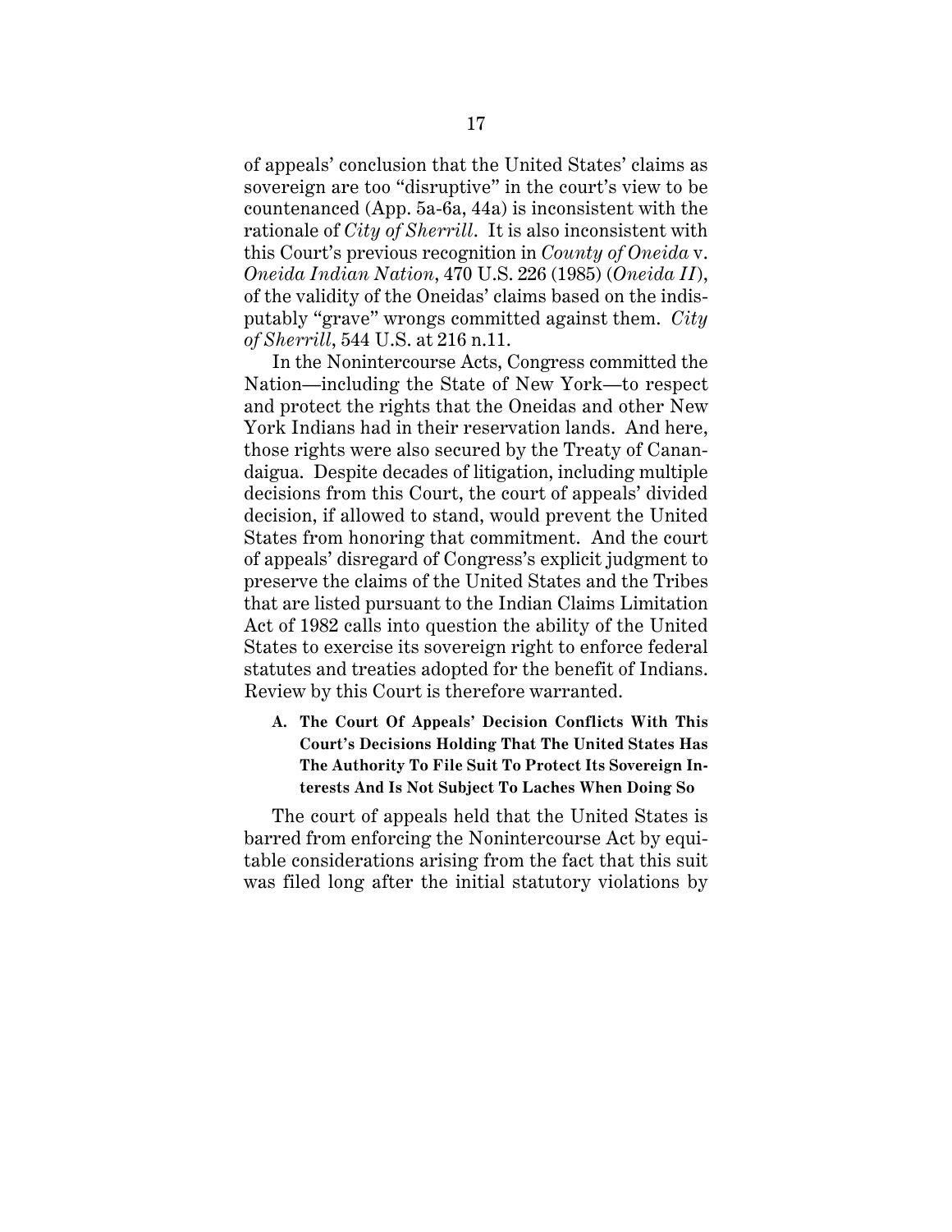of appeals' conclusion that the United States' claims as sovereign are too "disruptive" in the court's view to be countenanced (App. 5a-6a, 44a) is inconsistent with the rationale of *City of Sherrill*. It is also inconsistent with this Court's previous recognition in *County of Oneida* v. *Oneida Indian Nation*, 470 U.S. 226 (1985) (*Oneida II*), of the validity of the Oneidas' claims based on the indisputably "grave" wrongs committed against them. *City of Sherrill*, 544 U.S. at 216 n.11.

In the Nonintercourse Acts, Congress committed the Nation—including the State of New York—to respect and protect the rights that the Oneidas and other New York Indians had in their reservation lands. And here, those rights were also secured by the Treaty of Canandaigua. Despite decades of litigation, including multiple decisions from this Court, the court of appeals' divided decision, if allowed to stand, would prevent the United States from honoring that commitment. And the court of appeals' disregard of Congress's explicit judgment to preserve the claims of the United States and the Tribes that are listed pursuant to the Indian Claims Limitation Act of 1982 calls into question the ability of the United States to exercise its sovereign right to enforce federal statutes and treaties adopted for the benefit of Indians. Review by this Court is therefore warranted.

### A. The Court Of Appeals' Decision Conflicts With This Court's Decisions Holding That The United States Has The Authority To File Suit To Protect Its Sovereign Interests And Is Not Subject To Laches When Doing So

The court of appeals held that the United States is barred from enforcing the Nonintercourse Act by equitable considerations arising from the fact that this suit was filed long after the initial statutory violations by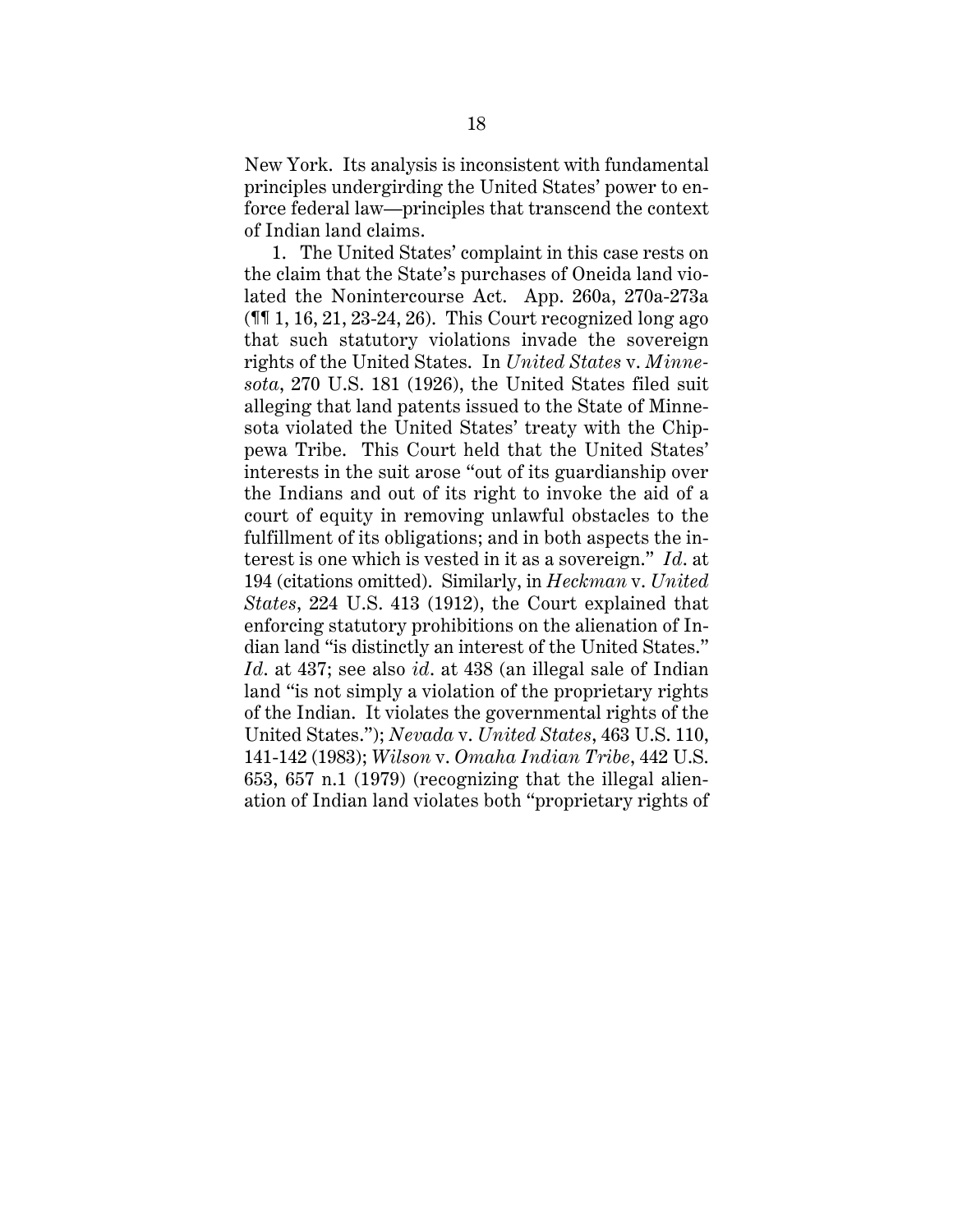New York. Its analysis is inconsistent with fundamental principles undergirding the United States' power to enforce federal law—principles that transcend the context of Indian land claims.

1. The United States' complaint in this case rests on the claim that the State's purchases of Oneida land violated the Nonintercourse Act. App. 260a, 270a-273a (¶¶ 1, 16, 21, 23-24, 26). This Court recognized long ago that such statutory violations invade the sovereign rights of the United States. In *United States* v. *Minnesota*, 270 U.S. 181 (1926), the United States filed suit alleging that land patents issued to the State of Minnesota violated the United States' treaty with the Chippewa Tribe. This Court held that the United States' interests in the suit arose "out of its guardianship over the Indians and out of its right to invoke the aid of a court of equity in removing unlawful obstacles to the fulfillment of its obligations; and in both aspects the interest is one which is vested in it as a sovereign." *Id.* at 194 (citations omitted). Similarly, in *Heckman* v. *United States*, 224 U.S. 413 (1912), the Court explained that enforcing statutory prohibitions on the alienation of Indian land "is distinctly an interest of the United States." *Id.* at 437; see also *id.* at 438 (an illegal sale of Indian land "is not simply a violation of the proprietary rights of the Indian. It violates the governmental rights of the United States."); *Nevada* v. *United States*, 463 U.S. 110, 141-142 (1983); *Wilson* v. *Omaha Indian Tribe*, 442 U.S. 653, 657 n.1 (1979) (recognizing that the illegal alienation of Indian land violates both "proprietary rights of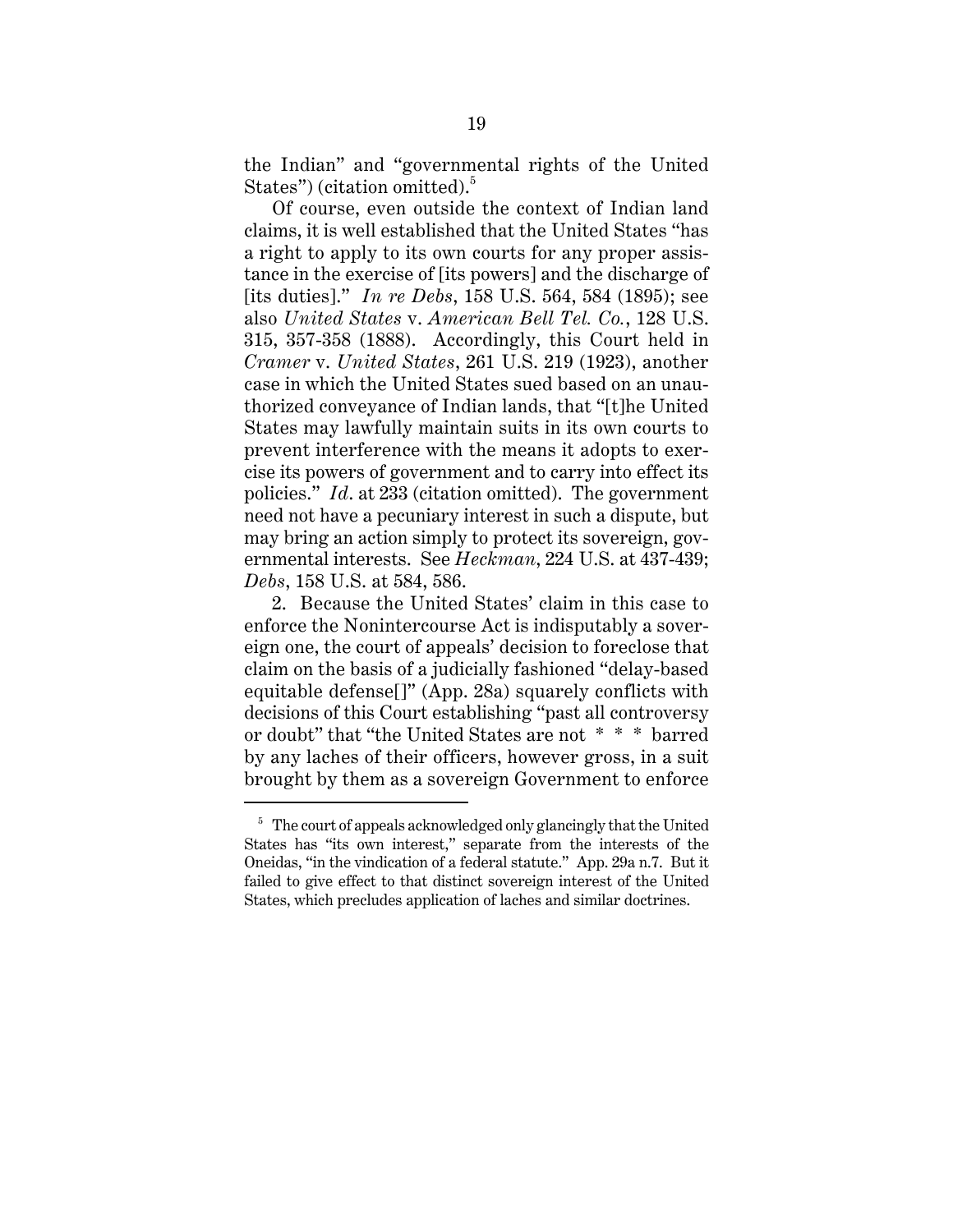the Indian" and "governmental rights of the United States") (citation omitted).[5]

Of course, even outside the context of Indian land claims, it is well established that the United States "has a right to apply to its own courts for any proper assistance in the exercise of [its powers] and the discharge of [its duties]." *In re Debs*, 158 U.S. 564, 584 (1895); see also *United States* v. *American Bell Tel. Co.*, 128 U.S. 315, 357-358 (1888). Accordingly, this Court held in *Cramer* v. *United States*, 261 U.S. 219 (1923), another case in which the United States sued based on an unauthorized conveyance of Indian lands, that "[t]he United States may lawfully maintain suits in its own courts to prevent interference with the means it adopts to exercise its powers of government and to carry into effect its policies." *Id*. at 233 (citation omitted). The government need not have a pecuniary interest in such a dispute, but may bring an action simply to protect its sovereign, governmental interests. See *Heckman*, 224 U.S. at 437-439; *Debs*, 158 U.S. at 584, 586.

2. Because the United States' claim in this case to enforce the Nonintercourse Act is indisputably a sovereign one, the court of appeals' decision to foreclose that claim on the basis of a judicially fashioned "delay-based equitable defense[]" (App. 28a) squarely conflicts with decisions of this Court establishing "past all controversy or doubt" that "the United States are not * * * barred by any laches of their officers, however gross, in a suit brought by them as a sovereign Government to enforce

---

[5] The court of appeals acknowledged only glancingly that the United States has "its own interest," separate from the interests of the Oneidas, "in the vindication of a federal statute." App. 29a n.7. But it failed to give effect to that distinct sovereign interest of the United States, which precludes application of laches and similar doctrines.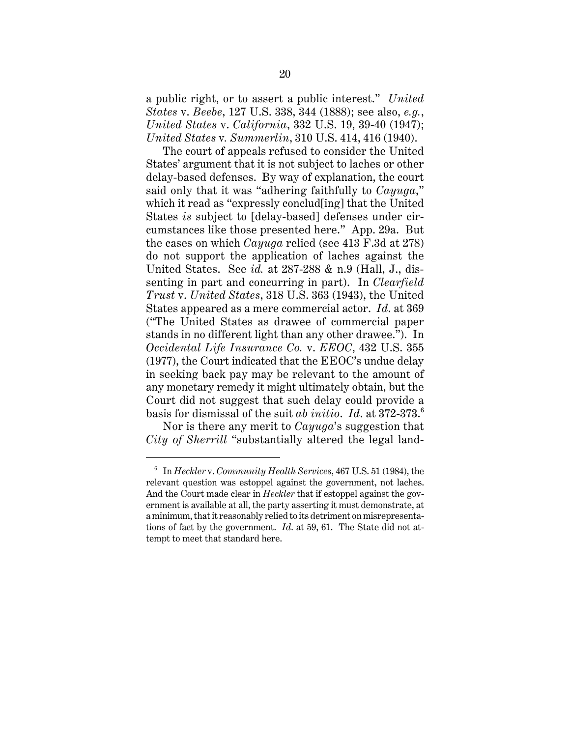a public right, or to assert a public interest." *United States* v. *Beebe*, 127 U.S. 338, 344 (1888); see also, *e.g.*, *United States* v. *California*, 332 U.S. 19, 39-40 (1947); *United States* v. *Summerlin*, 310 U.S. 414, 416 (1940).

The court of appeals refused to consider the United States' argument that it is not subject to laches or other delay-based defenses. By way of explanation, the court said only that it was "adhering faithfully to *Cayuga*," which it read as "expressly conclud[ing] that the United States *is* subject to [delay-based] defenses under circumstances like those presented here." App. 29a. But the cases on which *Cayuga* relied (see 413 F.3d at 278) do not support the application of laches against the United States. See *id.* at 287-288 & n.9 (Hall, J., dissenting in part and concurring in part). In *Clearfield Trust* v. *United States*, 318 U.S. 363 (1943), the United States appeared as a mere commercial actor. *Id.* at 369 ("The United States as drawee of commercial paper stands in no different light than any other drawee."). In *Occidental Life Insurance Co.* v. *EEOC*, 432 U.S. 355 (1977), the Court indicated that the EEOC's undue delay in seeking back pay may be relevant to the amount of any monetary remedy it might ultimately obtain, but the Court did not suggest that such delay could provide a basis for dismissal of the suit *ab initio*. *Id.* at 372-373.[6]

Nor is there any merit to *Cayuga*'s suggestion that *City of Sherrill* "substantially altered the legal land-

---

[6] In *Heckler* v. *Community Health Services*, 467 U.S. 51 (1984), the relevant question was estoppel against the government, not laches. And the Court made clear in *Heckler* that if estoppel against the government is available at all, the party asserting it must demonstrate, at a minimum, that it reasonably relied to its detriment on misrepresentations of fact by the government. *Id.* at 59, 61. The State did not attempt to meet that standard here.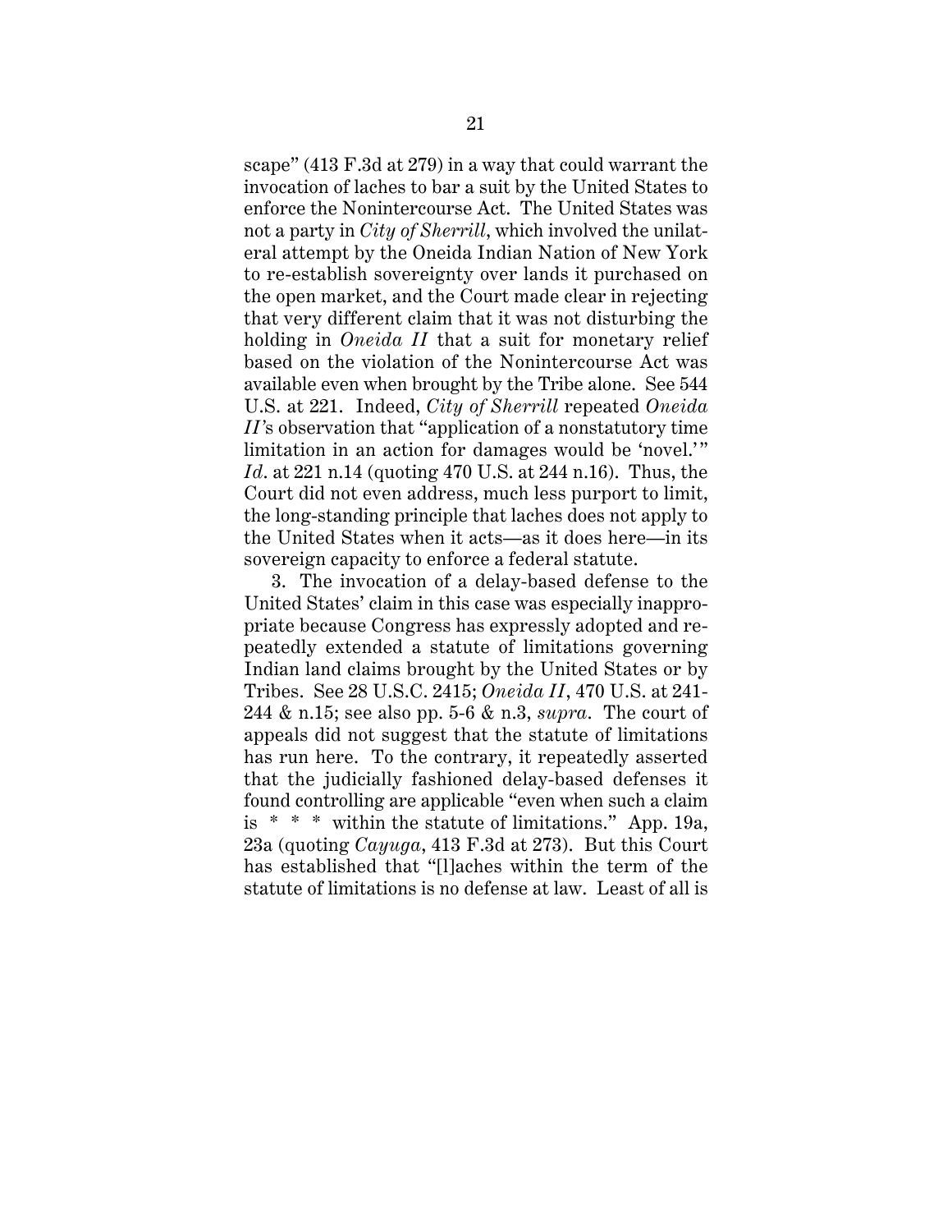scape" (413 F.3d at 279) in a way that could warrant the invocation of laches to bar a suit by the United States to enforce the Nonintercourse Act. The United States was not a party in *City of Sherrill*, which involved the unilateral attempt by the Oneida Indian Nation of New York to re-establish sovereignty over lands it purchased on the open market, and the Court made clear in rejecting that very different claim that it was not disturbing the holding in *Oneida II* that a suit for monetary relief based on the violation of the Nonintercourse Act was available even when brought by the Tribe alone. See 544 U.S. at 221. Indeed, *City of Sherrill* repeated *Oneida II*'s observation that "application of a nonstatutory time limitation in an action for damages would be 'novel.'" *Id*. at 221 n.14 (quoting 470 U.S. at 244 n.16). Thus, the Court did not even address, much less purport to limit, the long-standing principle that laches does not apply to the United States when it acts—as it does here—in its sovereign capacity to enforce a federal statute.

3. The invocation of a delay-based defense to the United States' claim in this case was especially inappropriate because Congress has expressly adopted and repeatedly extended a statute of limitations governing Indian land claims brought by the United States or by Tribes. See 28 U.S.C. 2415; *Oneida II*, 470 U.S. at 241-244 & n.15; see also pp. 5-6 & n.3, *supra*. The court of appeals did not suggest that the statute of limitations has run here. To the contrary, it repeatedly asserted that the judicially fashioned delay-based defenses it found controlling are applicable "even when such a claim is * * * within the statute of limitations." App. 19a, 23a (quoting *Cayuga*, 413 F.3d at 273). But this Court has established that "[l]aches within the term of the statute of limitations is no defense at law. Least of all is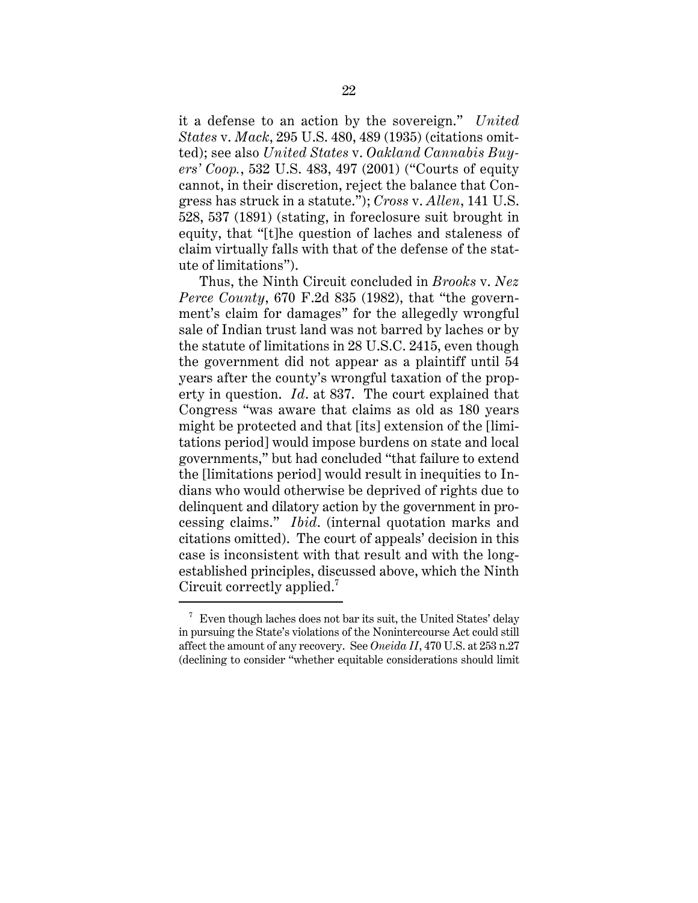it a defense to an action by the sovereign." *United States* v. *Mack*, 295 U.S. 480, 489 (1935) (citations omitted); see also *United States* v. *Oakland Cannabis Buyers' Coop.*, 532 U.S. 483, 497 (2001) ("Courts of equity cannot, in their discretion, reject the balance that Congress has struck in a statute."); *Cross* v. *Allen*, 141 U.S. 528, 537 (1891) (stating, in foreclosure suit brought in equity, that "[t]he question of laches and staleness of claim virtually falls with that of the defense of the statute of limitations").

Thus, the Ninth Circuit concluded in *Brooks* v. *Nez Perce County*, 670 F.2d 835 (1982), that "the government's claim for damages" for the allegedly wrongful sale of Indian trust land was not barred by laches or by the statute of limitations in 28 U.S.C. 2415, even though the government did not appear as a plaintiff until 54 years after the county's wrongful taxation of the property in question. *Id*. at 837. The court explained that Congress "was aware that claims as old as 180 years might be protected and that [its] extension of the [limitations period] would impose burdens on state and local governments," but had concluded "that failure to extend the [limitations period] would result in inequities to Indians who would otherwise be deprived of rights due to delinquent and dilatory action by the government in processing claims." *Ibid*. (internal quotation marks and citations omitted). The court of appeals' decision in this case is inconsistent with that result and with the long-established principles, discussed above, which the Ninth Circuit correctly applied.[7]

[7] Even though laches does not bar its suit, the United States' delay in pursuing the State's violations of the Nonintercourse Act could still affect the amount of any recovery. See *Oneida II*, 470 U.S. at 253 n.27 (declining to consider "whether equitable considerations should limit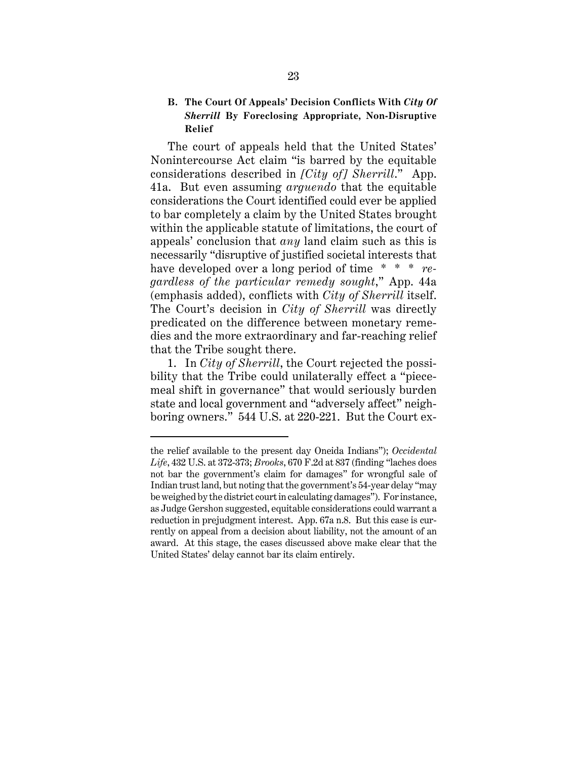### B. The Court Of Appeals' Decision Conflicts With *City Of Sherrill* By Foreclosing Appropriate, Non-Disruptive Relief

The court of appeals held that the United States' Nonintercourse Act claim "is barred by the equitable considerations described in *[City of] Sherrill*." App. 41a. But even assuming *arguendo* that the equitable considerations the Court identified could ever be applied to bar completely a claim by the United States brought within the applicable statute of limitations, the court of appeals' conclusion that *any* land claim such as this is necessarily "disruptive of justified societal interests that have developed over a long period of time * * * *regardless of the particular remedy sought*," App. 44a (emphasis added), conflicts with *City of Sherrill* itself. The Court's decision in *City of Sherrill* was directly predicated on the difference between monetary remedies and the more extraordinary and far-reaching relief that the Tribe sought there.

1. In *City of Sherrill*, the Court rejected the possibility that the Tribe could unilaterally effect a "piecemeal shift in governance" that would seriously burden state and local government and "adversely affect" neighboring owners." 544 U.S. at 220-221. But the Court ex-

---

the relief available to the present day Oneida Indians"); *Occidental Life*, 432 U.S. at 372-373; *Brooks*, 670 F.2d at 837 (finding "laches does not bar the government's claim for damages" for wrongful sale of Indian trust land, but noting that the government's 54-year delay "may be weighed by the district court in calculating damages"). For instance, as Judge Gershon suggested, equitable considerations could warrant a reduction in prejudgment interest. App. 67a n.8. But this case is currently on appeal from a decision about liability, not the amount of an award. At this stage, the cases discussed above make clear that the United States' delay cannot bar its claim entirely.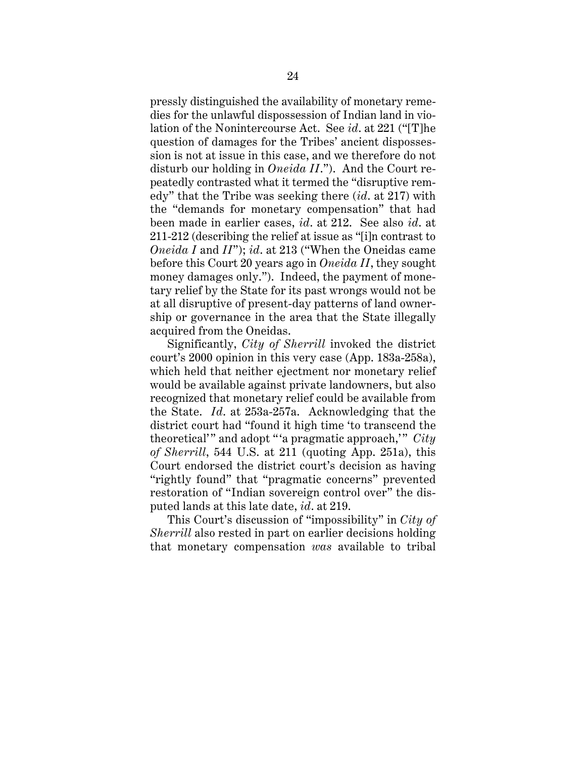pressly distinguished the availability of monetary remedies for the unlawful dispossession of Indian land in violation of the Nonintercourse Act. See *id*. at 221 ("[T]he question of damages for the Tribes' ancient dispossession is not at issue in this case, and we therefore do not disturb our holding in *Oneida II*."). And the Court repeatedly contrasted what it termed the "disruptive remedy" that the Tribe was seeking there (*id*. at 217) with the "demands for monetary compensation" that had been made in earlier cases, *id*. at 212. See also *id*. at 211-212 (describing the relief at issue as "[i]n contrast to *Oneida I* and *II*"); *id*. at 213 ("When the Oneidas came before this Court 20 years ago in *Oneida II*, they sought money damages only."). Indeed, the payment of monetary relief by the State for its past wrongs would not be at all disruptive of present-day patterns of land ownership or governance in the area that the State illegally acquired from the Oneidas.

Significantly, *City of Sherrill* invoked the district court's 2000 opinion in this very case (App. 183a-258a), which held that neither ejectment nor monetary relief would be available against private landowners, but also recognized that monetary relief could be available from the State. *Id*. at 253a-257a. Acknowledging that the district court had "found it high time 'to transcend the theoretical'" and adopt "'a pragmatic approach,'" *City of Sherrill*, 544 U.S. at 211 (quoting App. 251a), this Court endorsed the district court's decision as having "rightly found" that "pragmatic concerns" prevented restoration of "Indian sovereign control over" the disputed lands at this late date, *id*. at 219.

This Court's discussion of "impossibility" in *City of Sherrill* also rested in part on earlier decisions holding that monetary compensation *was* available to tribal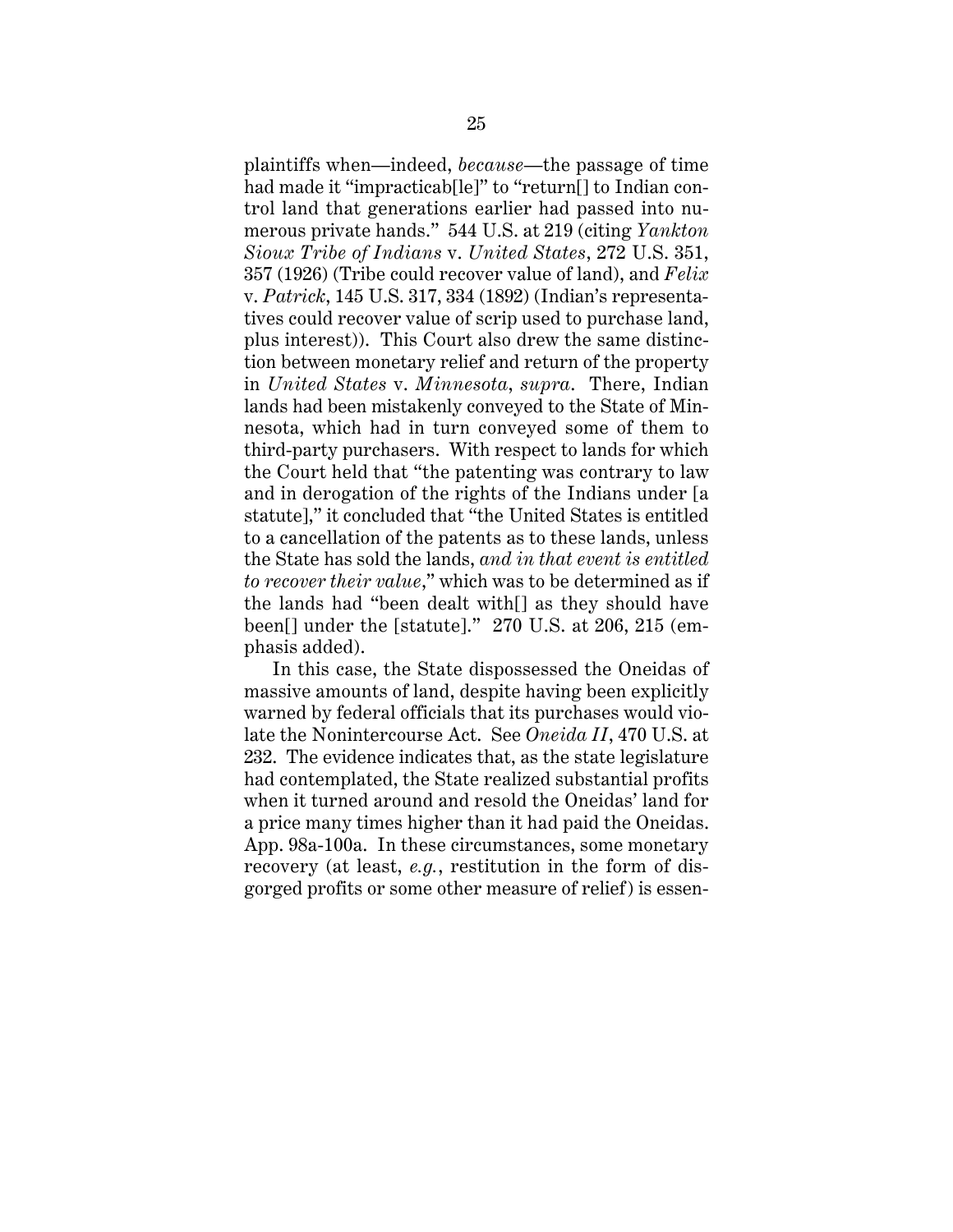plaintiffs when—indeed, *because*—the passage of time had made it "impracticab[le]" to "return[] to Indian control land that generations earlier had passed into numerous private hands." 544 U.S. at 219 (citing *Yankton Sioux Tribe of Indians* v. *United States*, 272 U.S. 351, 357 (1926) (Tribe could recover value of land), and *Felix* v. *Patrick*, 145 U.S. 317, 334 (1892) (Indian's representatives could recover value of scrip used to purchase land, plus interest)). This Court also drew the same distinction between monetary relief and return of the property in *United States* v. *Minnesota*, *supra*. There, Indian lands had been mistakenly conveyed to the State of Minnesota, which had in turn conveyed some of them to third-party purchasers. With respect to lands for which the Court held that "the patenting was contrary to law and in derogation of the rights of the Indians under [a statute]," it concluded that "the United States is entitled to a cancellation of the patents as to these lands, unless the State has sold the lands, *and in that event is entitled to recover their value*," which was to be determined as if the lands had "been dealt with[] as they should have been[] under the [statute]." 270 U.S. at 206, 215 (emphasis added).

In this case, the State dispossessed the Oneidas of massive amounts of land, despite having been explicitly warned by federal officials that its purchases would violate the Nonintercourse Act. See *Oneida II*, 470 U.S. at 232. The evidence indicates that, as the state legislature had contemplated, the State realized substantial profits when it turned around and resold the Oneidas' land for a price many times higher than it had paid the Oneidas. App. 98a-100a. In these circumstances, some monetary recovery (at least, *e.g.*, restitution in the form of disgorged profits or some other measure of relief) is essen-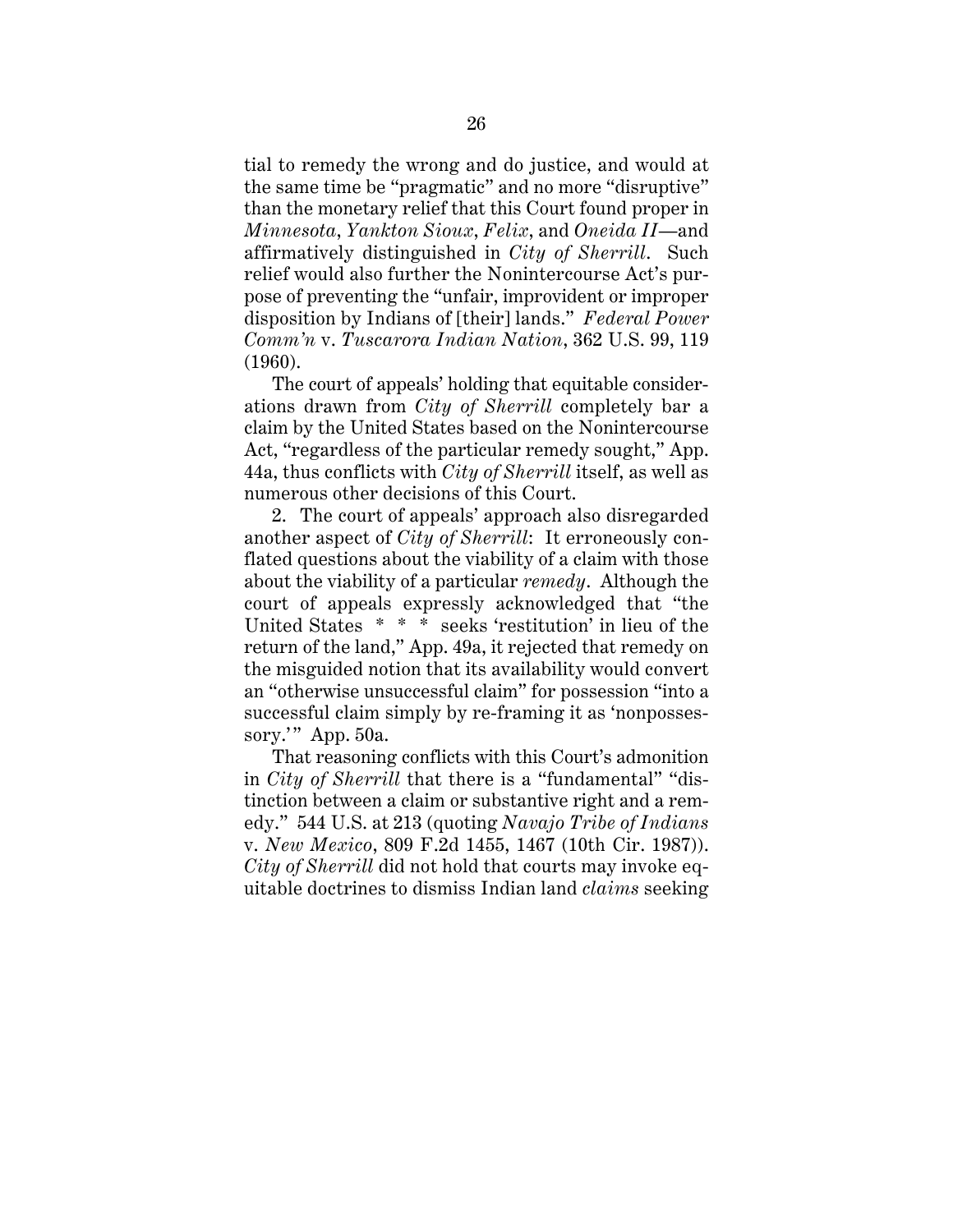tial to remedy the wrong and do justice, and would at the same time be "pragmatic" and no more "disruptive" than the monetary relief that this Court found proper in *Minnesota*, *Yankton Sioux*, *Felix*, and *Oneida II*—and affirmatively distinguished in *City of Sherrill*. Such relief would also further the Nonintercourse Act's purpose of preventing the "unfair, improvident or improper disposition by Indians of [their] lands." *Federal Power Comm'n* v. *Tuscarora Indian Nation*, 362 U.S. 99, 119 (1960).

The court of appeals' holding that equitable considerations drawn from *City of Sherrill* completely bar a claim by the United States based on the Nonintercourse Act, "regardless of the particular remedy sought," App. 44a, thus conflicts with *City of Sherrill* itself, as well as numerous other decisions of this Court.

2. The court of appeals' approach also disregarded another aspect of *City of Sherrill*: It erroneously conflated questions about the viability of a claim with those about the viability of a particular *remedy*. Although the court of appeals expressly acknowledged that "the United States * * * seeks 'restitution' in lieu of the return of the land," App. 49a, it rejected that remedy on the misguided notion that its availability would convert an "otherwise unsuccessful claim" for possession "into a successful claim simply by re-framing it as 'nonpossessory.'" App. 50a.

That reasoning conflicts with this Court's admonition in *City of Sherrill* that there is a "fundamental" "distinction between a claim or substantive right and a remedy." 544 U.S. at 213 (quoting *Navajo Tribe of Indians* v. *New Mexico*, 809 F.2d 1455, 1467 (10th Cir. 1987)). *City of Sherrill* did not hold that courts may invoke equitable doctrines to dismiss Indian land *claims* seeking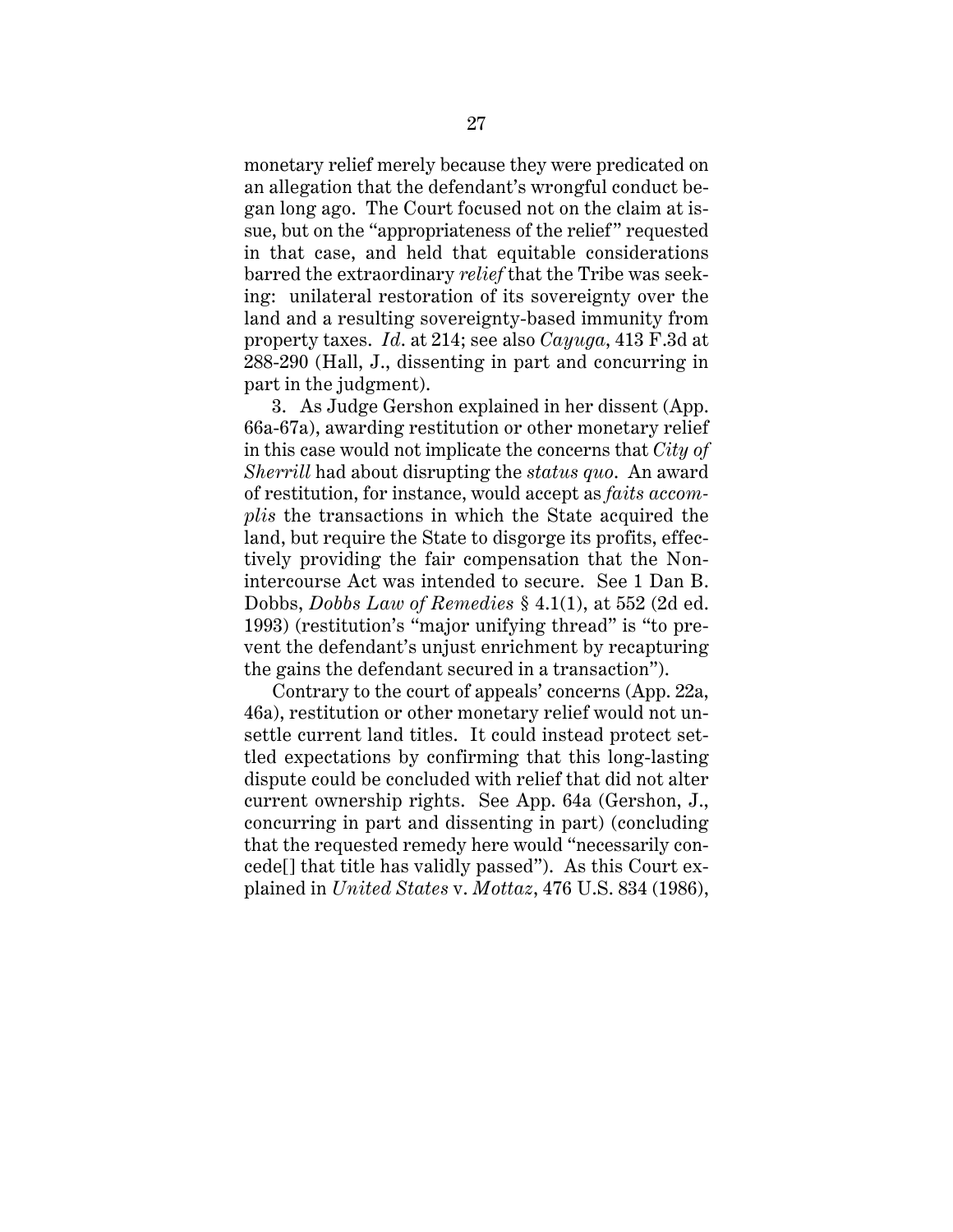monetary relief merely because they were predicated on an allegation that the defendant's wrongful conduct began long ago. The Court focused not on the claim at issue, but on the "appropriateness of the relief" requested in that case, and held that equitable considerations barred the extraordinary *relief* that the Tribe was seeking: unilateral restoration of its sovereignty over the land and a resulting sovereignty-based immunity from property taxes. *Id*. at 214; see also *Cayuga*, 413 F.3d at 288-290 (Hall, J., dissenting in part and concurring in part in the judgment).

3. As Judge Gershon explained in her dissent (App. 66a-67a), awarding restitution or other monetary relief in this case would not implicate the concerns that *City of Sherrill* had about disrupting the *status quo*. An award of restitution, for instance, would accept as *faits accomplis* the transactions in which the State acquired the land, but require the State to disgorge its profits, effectively providing the fair compensation that the Nonintercourse Act was intended to secure. See 1 Dan B. Dobbs, *Dobbs Law of Remedies* § 4.1(1), at 552 (2d ed. 1993) (restitution's "major unifying thread" is "to prevent the defendant's unjust enrichment by recapturing the gains the defendant secured in a transaction").

Contrary to the court of appeals' concerns (App. 22a, 46a), restitution or other monetary relief would not unsettle current land titles. It could instead protect settled expectations by confirming that this long-lasting dispute could be concluded with relief that did not alter current ownership rights. See App. 64a (Gershon, J., concurring in part and dissenting in part) (concluding that the requested remedy here would "necessarily concede[] that title has validly passed"). As this Court explained in *United States* v. *Mottaz*, 476 U.S. 834 (1986),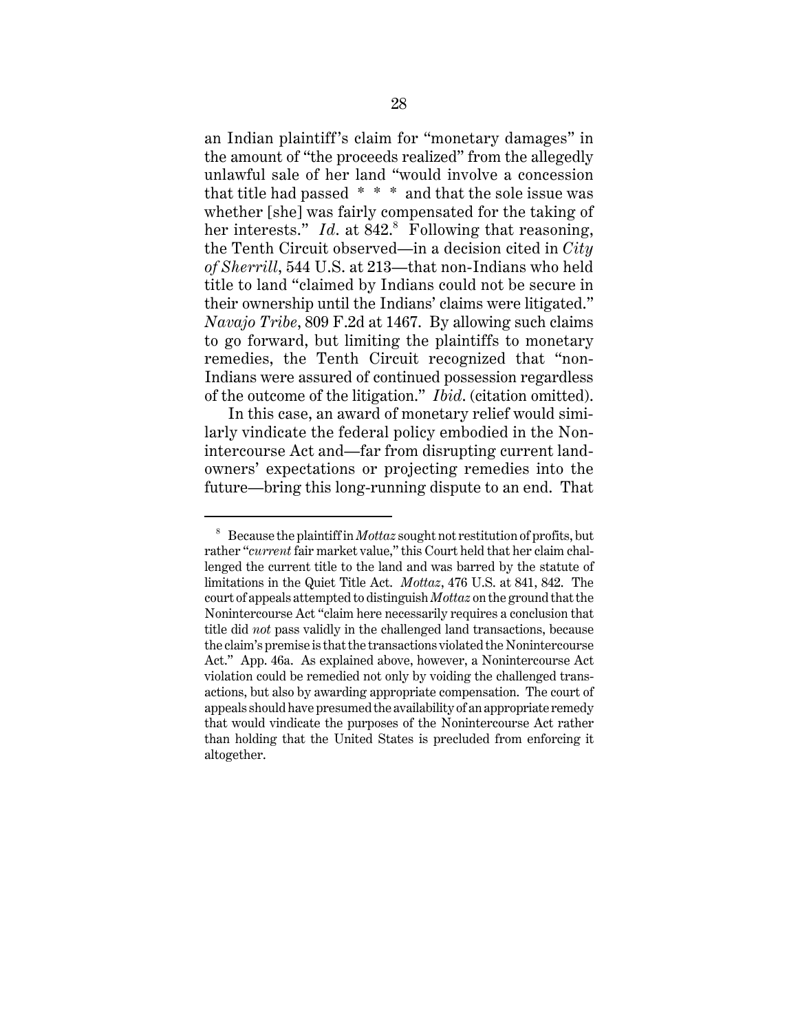an Indian plaintiff's claim for "monetary damages" in the amount of "the proceeds realized" from the allegedly unlawful sale of her land "would involve a concession that title had passed * * * and that the sole issue was whether [she] was fairly compensated for the taking of her interests." *Id*. at 842.[8] Following that reasoning, the Tenth Circuit observed—in a decision cited in *City of Sherrill*, 544 U.S. at 213—that non-Indians who held title to land "claimed by Indians could not be secure in their ownership until the Indians' claims were litigated." *Navajo Tribe*, 809 F.2d at 1467. By allowing such claims to go forward, but limiting the plaintiffs to monetary remedies, the Tenth Circuit recognized that "non-Indians were assured of continued possession regardless of the outcome of the litigation." *Ibid*. (citation omitted).

In this case, an award of monetary relief would similarly vindicate the federal policy embodied in the Nonintercourse Act and—far from disrupting current landowners' expectations or projecting remedies into the future—bring this long-running dispute to an end. That

[8] Because the plaintiff in *Mottaz* sought not restitution of profits, but rather "*current* fair market value," this Court held that her claim challenged the current title to the land and was barred by the statute of limitations in the Quiet Title Act. *Mottaz*, 476 U.S. at 841, 842. The court of appeals attempted to distinguish *Mottaz* on the ground that the Nonintercourse Act "claim here necessarily requires a conclusion that title did *not* pass validly in the challenged land transactions, because the claim's premise is that the transactions violated the Nonintercourse Act." App. 46a. As explained above, however, a Nonintercourse Act violation could be remedied not only by voiding the challenged transactions, but also by awarding appropriate compensation. The court of appeals should have presumed the availability of an appropriate remedy that would vindicate the purposes of the Nonintercourse Act rather than holding that the United States is precluded from enforcing it altogether.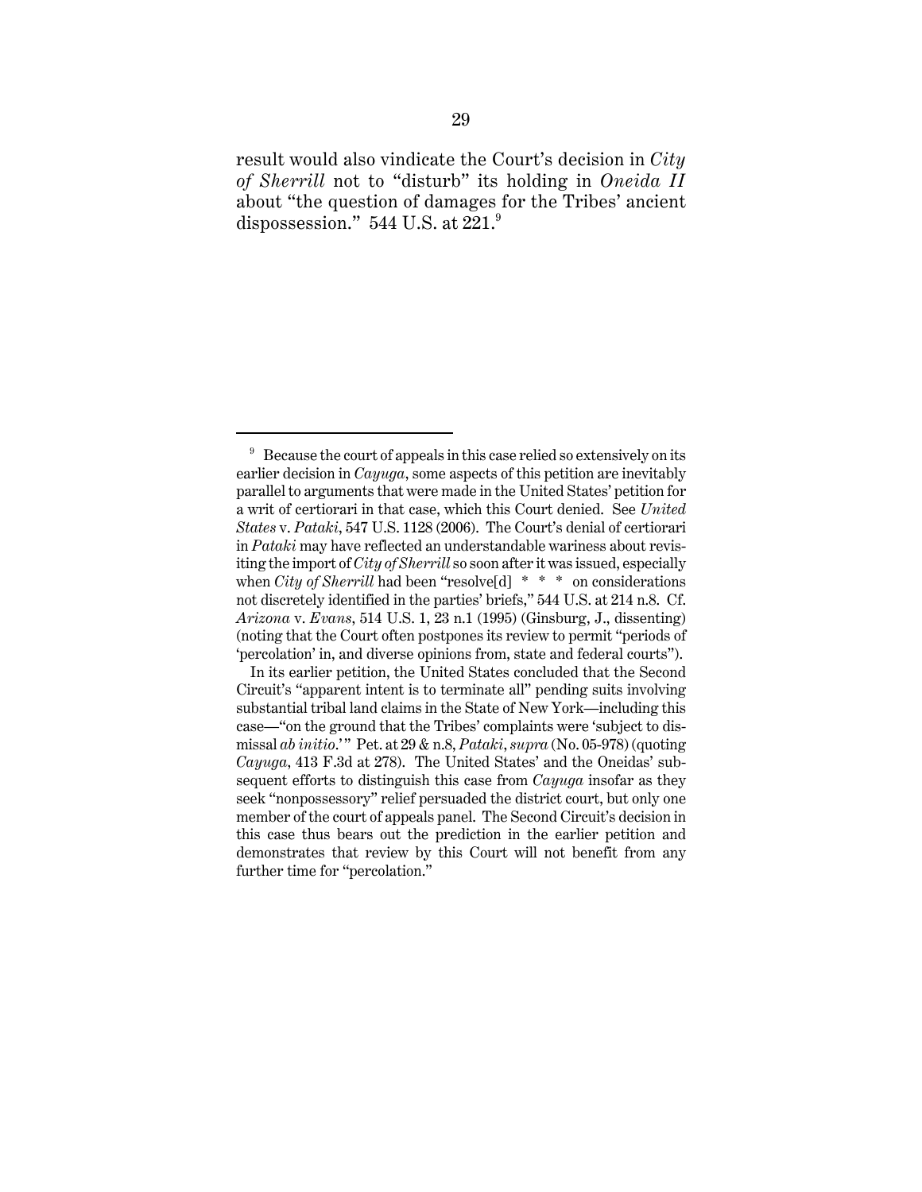result would also vindicate the Court's decision in *City of Sherrill* not to "disturb" its holding in *Oneida II* about "the question of damages for the Tribes' ancient dispossession." 544 U.S. at 221.[9]

---

[9] Because the court of appeals in this case relied so extensively on its earlier decision in *Cayuga*, some aspects of this petition are inevitably parallel to arguments that were made in the United States' petition for a writ of certiorari in that case, which this Court denied. See *United States* v. *Pataki*, 547 U.S. 1128 (2006). The Court's denial of certiorari in *Pataki* may have reflected an understandable wariness about revisiting the import of *City of Sherrill* so soon after it was issued, especially when *City of Sherrill* had been "resolve[d] * * * on considerations not discretely identified in the parties' briefs," 544 U.S. at 214 n.8. Cf. *Arizona* v. *Evans*, 514 U.S. 1, 23 n.1 (1995) (Ginsburg, J., dissenting) (noting that the Court often postpones its review to permit "periods of 'percolation' in, and diverse opinions from, state and federal courts").

In its earlier petition, the United States concluded that the Second Circuit's "apparent intent is to terminate all" pending suits involving substantial tribal land claims in the State of New York—including this case—"on the ground that the Tribes' complaints were 'subject to dismissal *ab initio*.'" Pet. at 29 & n.8, *Pataki*, *supra* (No. 05-978) (quoting *Cayuga*, 413 F.3d at 278). The United States' and the Oneidas' subsequent efforts to distinguish this case from *Cayuga* insofar as they seek "nonpossessory" relief persuaded the district court, but only one member of the court of appeals panel. The Second Circuit's decision in this case thus bears out the prediction in the earlier petition and demonstrates that review by this Court will not benefit from any further time for "percolation."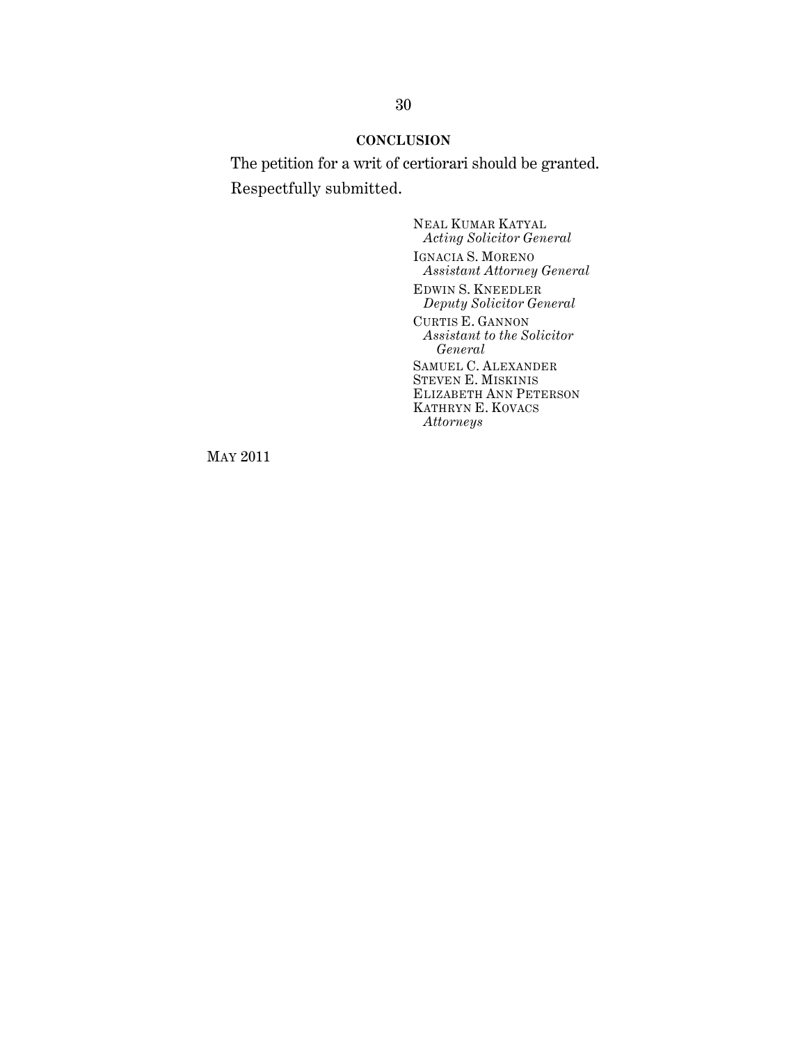## CONCLUSION

The petition for a writ of certiorari should be granted.

Respectfully submitted.

NEAL KUMAR KATYAL
*Acting Solicitor General*

IGNACIA S. MORENO
*Assistant Attorney General*

EDWIN S. KNEEDLER
*Deputy Solicitor General*

CURTIS E. GANNON
*Assistant to the Solicitor General*

SAMUEL C. ALEXANDER
STEVEN E. MISKINIS
ELIZABETH ANN PETERSON
KATHRYN E. KOVACS
*Attorneys*

MAY 2011